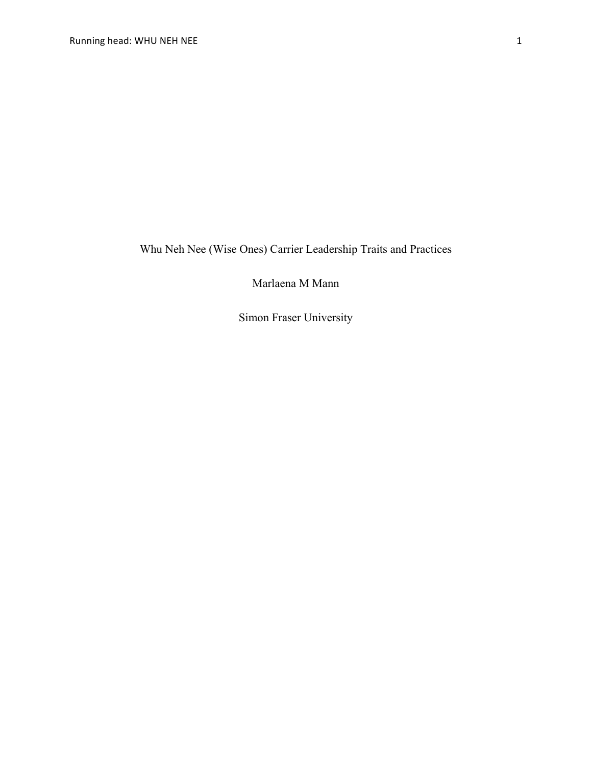# Whu Neh Nee (Wise Ones) Carrier Leadership Traits and Practices

Marlaena M Mann

Simon Fraser University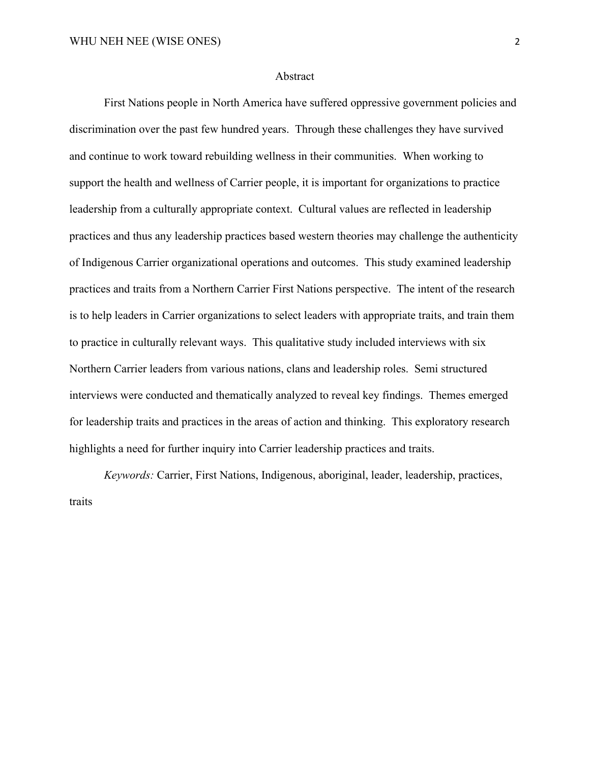## Abstract

First Nations people in North America have suffered oppressive government policies and discrimination over the past few hundred years. Through these challenges they have survived and continue to work toward rebuilding wellness in their communities. When working to support the health and wellness of Carrier people, it is important for organizations to practice leadership from a culturally appropriate context. Cultural values are reflected in leadership practices and thus any leadership practices based western theories may challenge the authenticity of Indigenous Carrier organizational operations and outcomes. This study examined leadership practices and traits from a Northern Carrier First Nations perspective. The intent of the research is to help leaders in Carrier organizations to select leaders with appropriate traits, and train them to practice in culturally relevant ways. This qualitative study included interviews with six Northern Carrier leaders from various nations, clans and leadership roles. Semi structured interviews were conducted and thematically analyzed to reveal key findings. Themes emerged for leadership traits and practices in the areas of action and thinking. This exploratory research highlights a need for further inquiry into Carrier leadership practices and traits.

*Keywords:* Carrier, First Nations, Indigenous, aboriginal, leader, leadership, practices, traits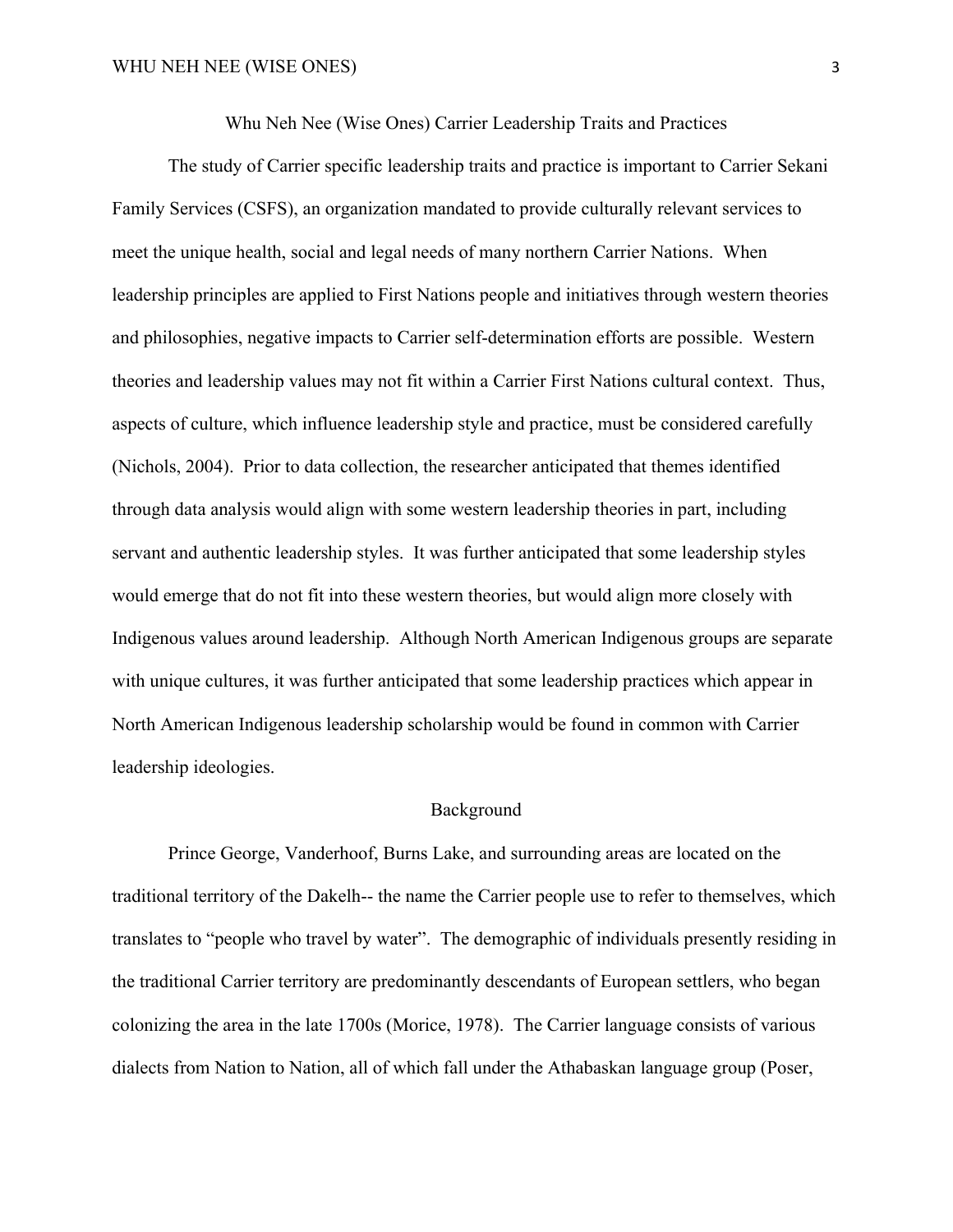## Whu Neh Nee (Wise Ones) Carrier Leadership Traits and Practices

The study of Carrier specific leadership traits and practice is important to Carrier Sekani Family Services (CSFS), an organization mandated to provide culturally relevant services to meet the unique health, social and legal needs of many northern Carrier Nations. When leadership principles are applied to First Nations people and initiatives through western theories and philosophies, negative impacts to Carrier self-determination efforts are possible. Western theories and leadership values may not fit within a Carrier First Nations cultural context. Thus, aspects of culture, which influence leadership style and practice, must be considered carefully (Nichols, 2004). Prior to data collection, the researcher anticipated that themes identified through data analysis would align with some western leadership theories in part, including servant and authentic leadership styles. It was further anticipated that some leadership styles would emerge that do not fit into these western theories, but would align more closely with Indigenous values around leadership. Although North American Indigenous groups are separate with unique cultures, it was further anticipated that some leadership practices which appear in North American Indigenous leadership scholarship would be found in common with Carrier leadership ideologies.

### Background

Prince George, Vanderhoof, Burns Lake, and surrounding areas are located on the traditional territory of the Dakelh-- the name the Carrier people use to refer to themselves, which translates to "people who travel by water". The demographic of individuals presently residing in the traditional Carrier territory are predominantly descendants of European settlers, who began colonizing the area in the late 1700s (Morice, 1978). The Carrier language consists of various dialects from Nation to Nation, all of which fall under the Athabaskan language group (Poser,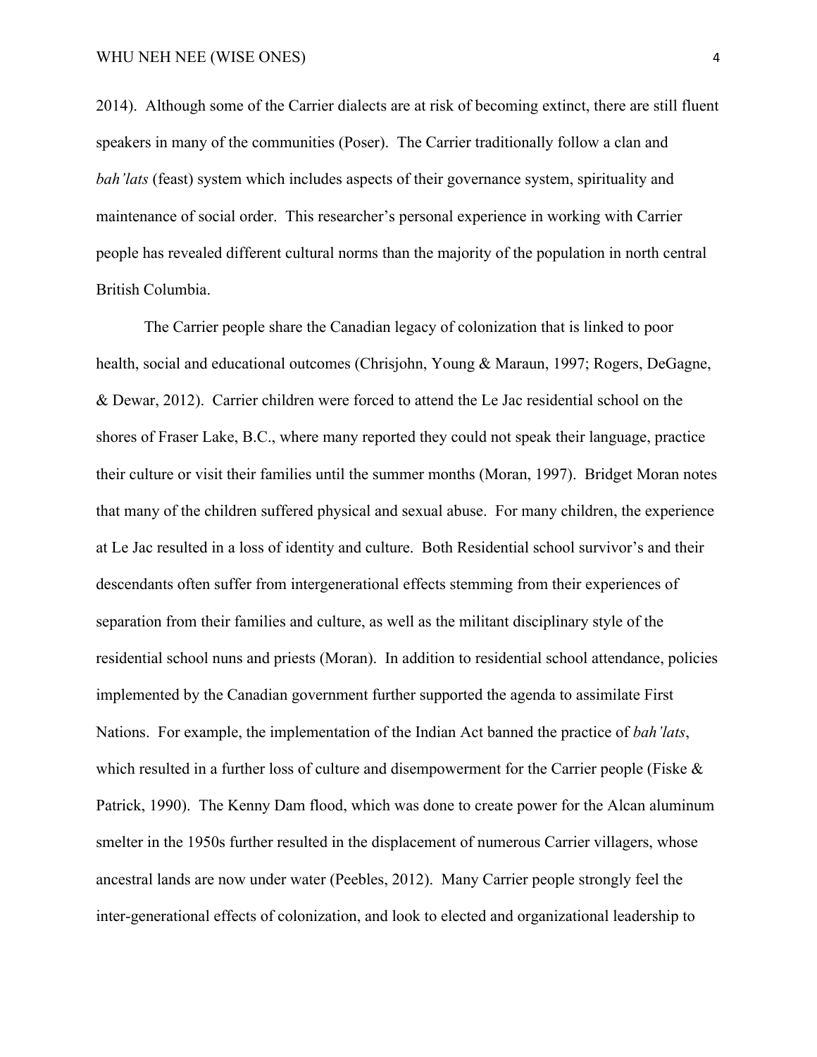2014). Although some of the Carrier dialects are at risk of becoming extinct, there are still fluent speakers in many of the communities (Poser). The Carrier traditionally follow a clan and *bah'lats* (feast) system which includes aspects of their governance system, spirituality and maintenance of social order. This researcher's personal experience in working with Carrier people has revealed different cultural norms than the majority of the population in north central British Columbia.

The Carrier people share the Canadian legacy of colonization that is linked to poor health, social and educational outcomes (Chrisjohn, Young & Maraun, 1997; Rogers, DeGagne, & Dewar, 2012). Carrier children were forced to attend the Le Jac residential school on the shores of Fraser Lake, B.C., where many reported they could not speak their language, practice their culture or visit their families until the summer months (Moran, 1997). Bridget Moran notes that many of the children suffered physical and sexual abuse. For many children, the experience at Le Jac resulted in a loss of identity and culture. Both Residential school survivor's and their descendants often suffer from intergenerational effects stemming from their experiences of separation from their families and culture, as well as the militant disciplinary style of the residential school nuns and priests (Moran). In addition to residential school attendance, policies implemented by the Canadian government further supported the agenda to assimilate First Nations. For example, the implementation of the Indian Act banned the practice of *bah'lats*, which resulted in a further loss of culture and disempowerment for the Carrier people (Fiske & Patrick, 1990). The Kenny Dam flood, which was done to create power for the Alcan aluminum smelter in the 1950s further resulted in the displacement of numerous Carrier villagers, whose ancestral lands are now under water (Peebles, 2012). Many Carrier people strongly feel the inter-generational effects of colonization, and look to elected and organizational leadership to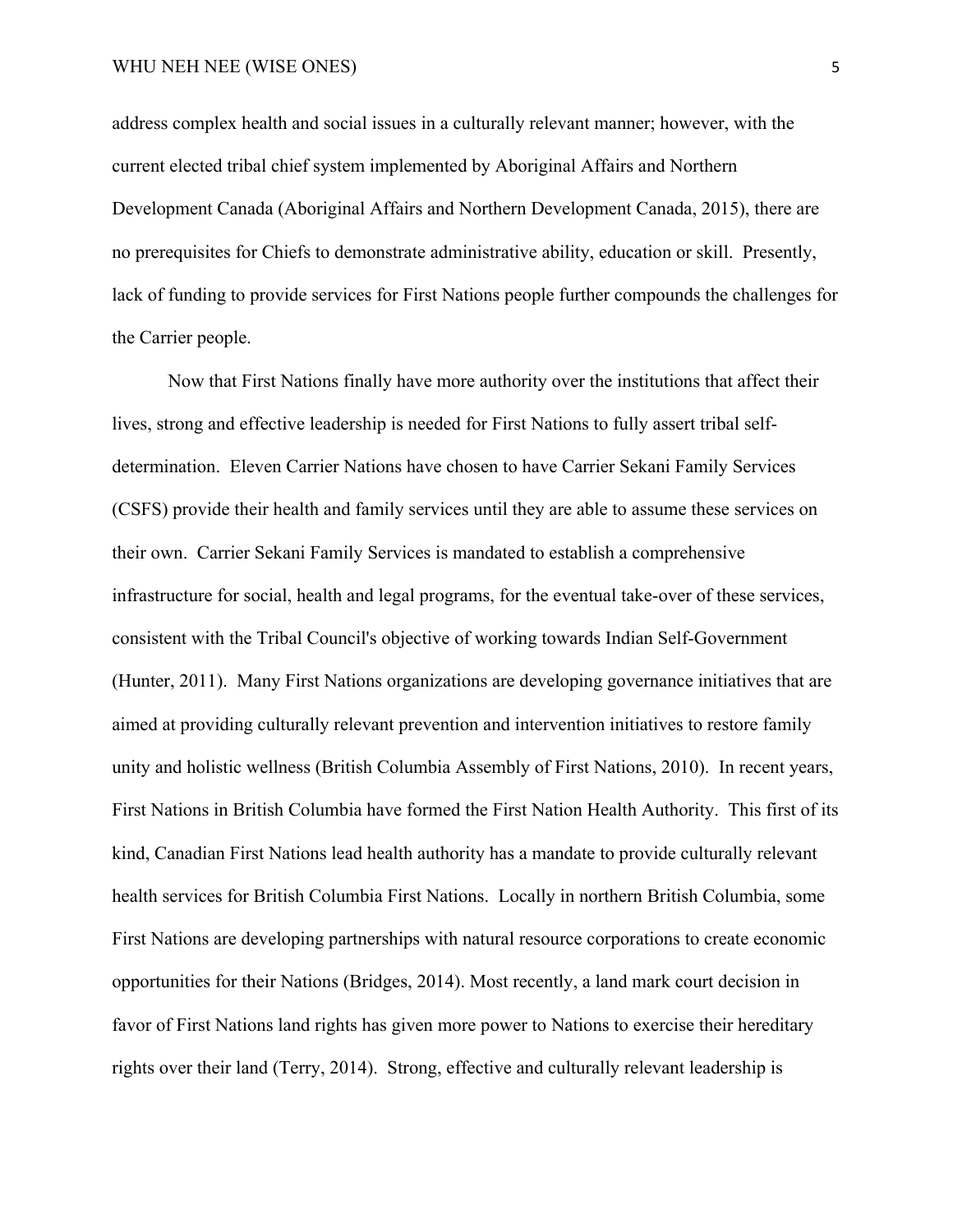address complex health and social issues in a culturally relevant manner; however, with the current elected tribal chief system implemented by Aboriginal Affairs and Northern Development Canada (Aboriginal Affairs and Northern Development Canada, 2015), there are no prerequisites for Chiefs to demonstrate administrative ability, education or skill. Presently, lack of funding to provide services for First Nations people further compounds the challenges for the Carrier people.

Now that First Nations finally have more authority over the institutions that affect their lives, strong and effective leadership is needed for First Nations to fully assert tribal self-determination. Eleven Carrier Nations have chosen to have Carrier Sekani Family Services (CSFS) provide their health and family services until they are able to assume these services on their own. Carrier Sekani Family Services is mandated to establish a comprehensive infrastructure for social, health and legal programs, for the eventual take-over of these services, consistent with the Tribal Council's objective of working towards Indian Self-Government (Hunter, 2011). Many First Nations organizations are developing governance initiatives that are aimed at providing culturally relevant prevention and intervention initiatives to restore family unity and holistic wellness (British Columbia Assembly of First Nations, 2010). In recent years, First Nations in British Columbia have formed the First Nation Health Authority. This first of its kind, Canadian First Nations lead health authority has a mandate to provide culturally relevant health services for British Columbia First Nations. Locally in northern British Columbia, some First Nations are developing partnerships with natural resource corporations to create economic opportunities for their Nations (Bridges, 2014). Most recently, a land mark court decision in favor of First Nations land rights has given more power to Nations to exercise their hereditary rights over their land (Terry, 2014). Strong, effective and culturally relevant leadership is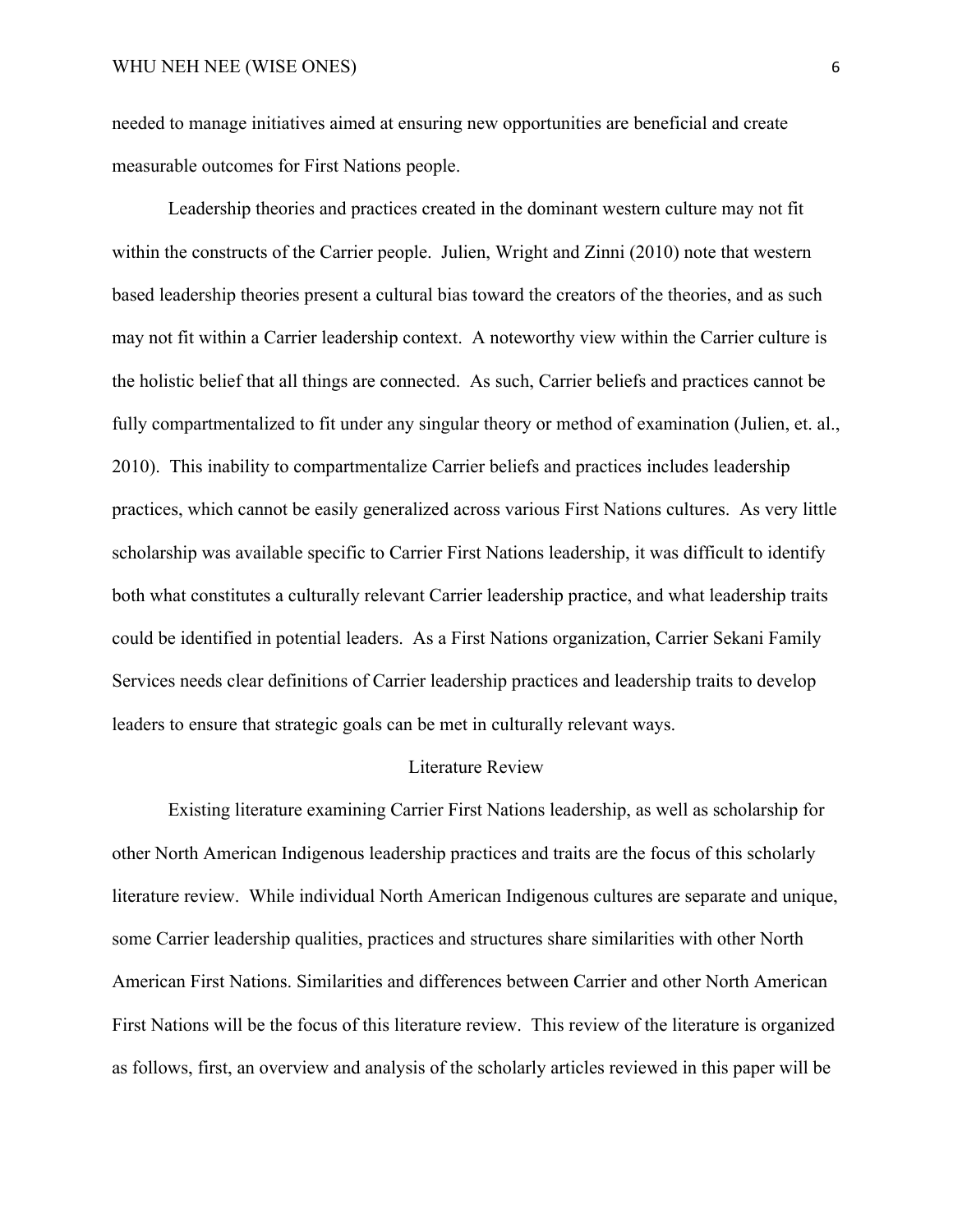needed to manage initiatives aimed at ensuring new opportunities are beneficial and create measurable outcomes for First Nations people.

Leadership theories and practices created in the dominant western culture may not fit within the constructs of the Carrier people. Julien, Wright and Zinni (2010) note that western based leadership theories present a cultural bias toward the creators of the theories, and as such may not fit within a Carrier leadership context. A noteworthy view within the Carrier culture is the holistic belief that all things are connected. As such, Carrier beliefs and practices cannot be fully compartmentalized to fit under any singular theory or method of examination (Julien, et. al., 2010). This inability to compartmentalize Carrier beliefs and practices includes leadership practices, which cannot be easily generalized across various First Nations cultures. As very little scholarship was available specific to Carrier First Nations leadership, it was difficult to identify both what constitutes a culturally relevant Carrier leadership practice, and what leadership traits could be identified in potential leaders. As a First Nations organization, Carrier Sekani Family Services needs clear definitions of Carrier leadership practices and leadership traits to develop leaders to ensure that strategic goals can be met in culturally relevant ways.

## Literature Review

Existing literature examining Carrier First Nations leadership, as well as scholarship for other North American Indigenous leadership practices and traits are the focus of this scholarly literature review. While individual North American Indigenous cultures are separate and unique, some Carrier leadership qualities, practices and structures share similarities with other North American First Nations. Similarities and differences between Carrier and other North American First Nations will be the focus of this literature review. This review of the literature is organized as follows, first, an overview and analysis of the scholarly articles reviewed in this paper will be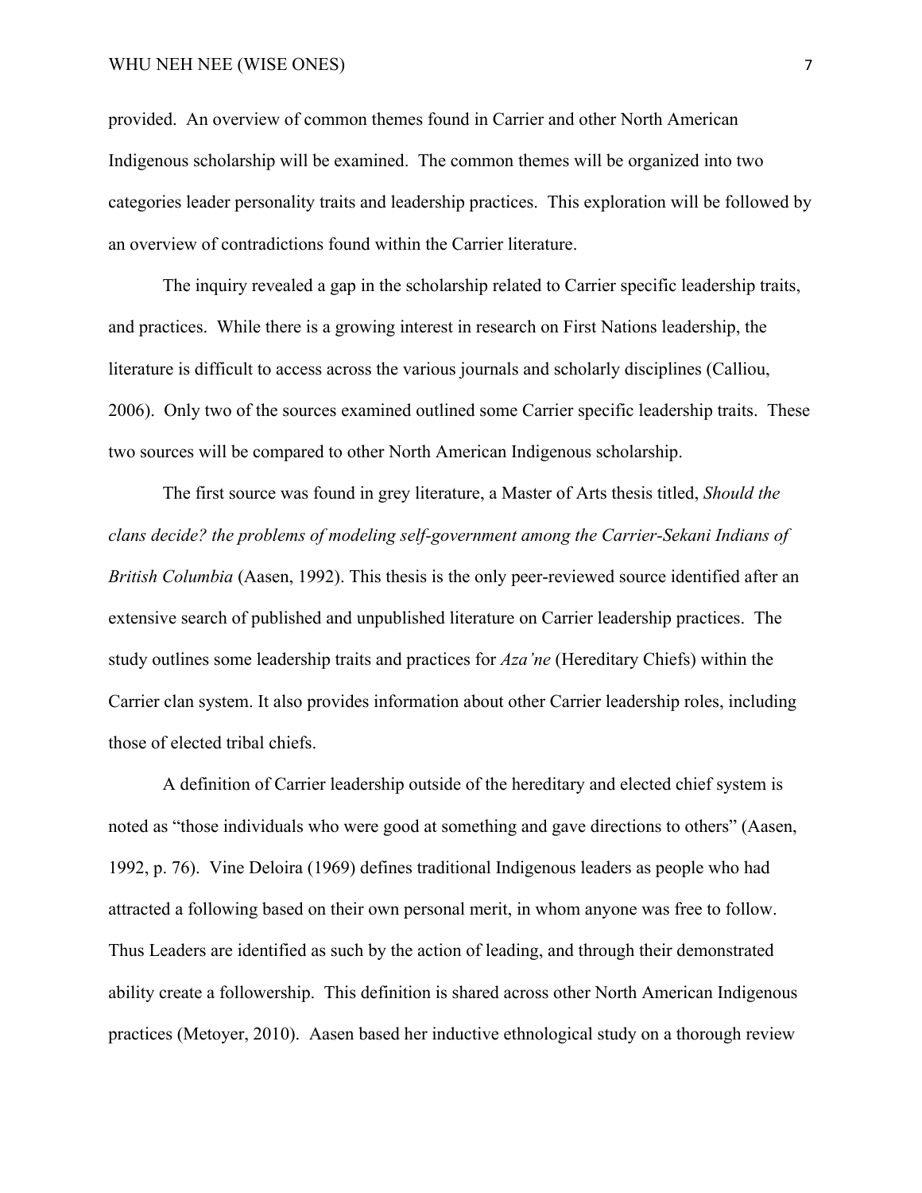provided. An overview of common themes found in Carrier and other North American Indigenous scholarship will be examined. The common themes will be organized into two categories leader personality traits and leadership practices. This exploration will be followed by an overview of contradictions found within the Carrier literature.

The inquiry revealed a gap in the scholarship related to Carrier specific leadership traits, and practices. While there is a growing interest in research on First Nations leadership, the literature is difficult to access across the various journals and scholarly disciplines (Calliou, 2006). Only two of the sources examined outlined some Carrier specific leadership traits. These two sources will be compared to other North American Indigenous scholarship.

The first source was found in grey literature, a Master of Arts thesis titled, *Should the clans decide? the problems of modeling self-government among the Carrier-Sekani Indians of British Columbia* (Aasen, 1992). This thesis is the only peer-reviewed source identified after an extensive search of published and unpublished literature on Carrier leadership practices. The study outlines some leadership traits and practices for *Aza'ne* (Hereditary Chiefs) within the Carrier clan system. It also provides information about other Carrier leadership roles, including those of elected tribal chiefs.

A definition of Carrier leadership outside of the hereditary and elected chief system is noted as "those individuals who were good at something and gave directions to others" (Aasen, 1992, p. 76). Vine Deloira (1969) defines traditional Indigenous leaders as people who had attracted a following based on their own personal merit, in whom anyone was free to follow. Thus Leaders are identified as such by the action of leading, and through their demonstrated ability create a followership. This definition is shared across other North American Indigenous practices (Metoyer, 2010). Aasen based her inductive ethnological study on a thorough review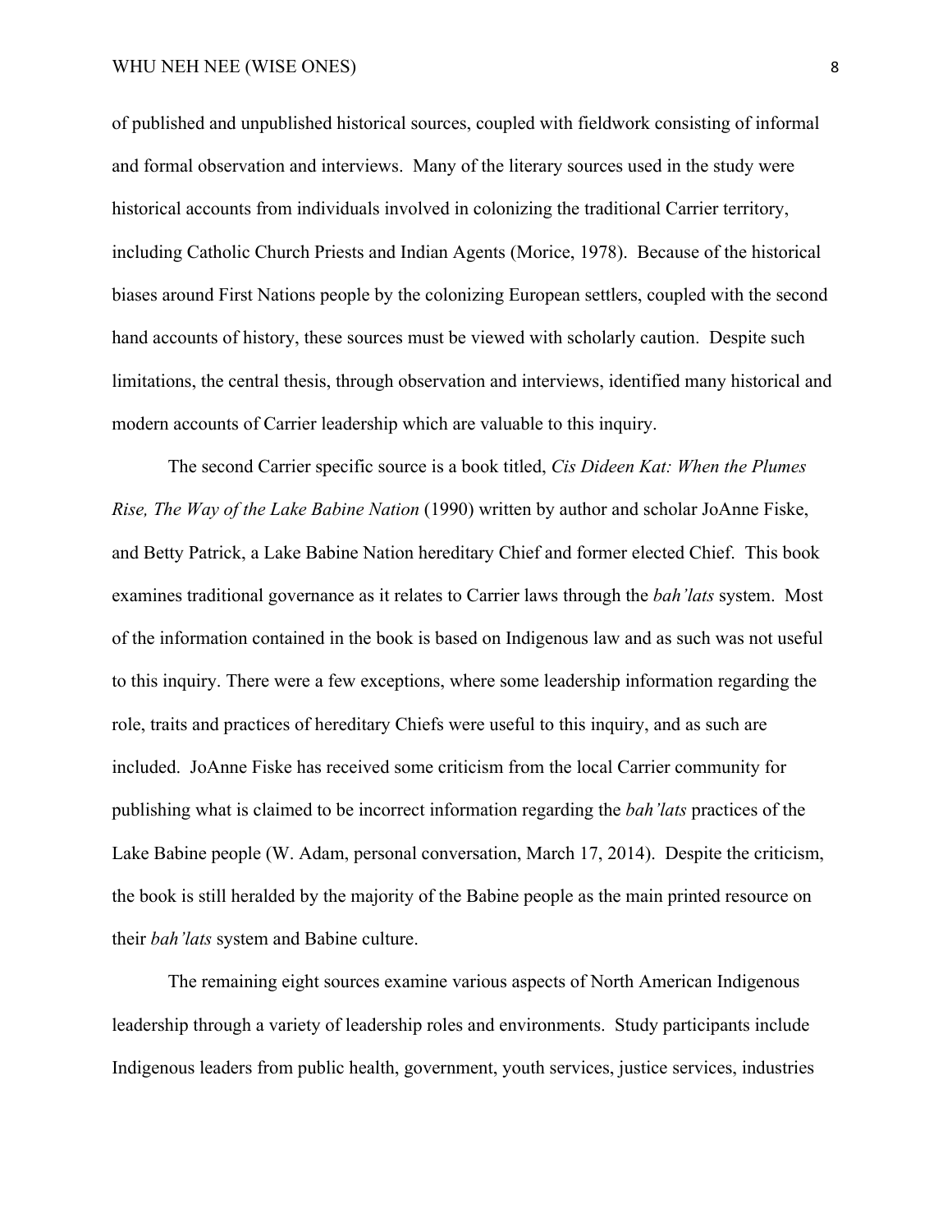of published and unpublished historical sources, coupled with fieldwork consisting of informal and formal observation and interviews. Many of the literary sources used in the study were historical accounts from individuals involved in colonizing the traditional Carrier territory, including Catholic Church Priests and Indian Agents (Morice, 1978). Because of the historical biases around First Nations people by the colonizing European settlers, coupled with the second hand accounts of history, these sources must be viewed with scholarly caution. Despite such limitations, the central thesis, through observation and interviews, identified many historical and modern accounts of Carrier leadership which are valuable to this inquiry.

The second Carrier specific source is a book titled, *Cis Dideen Kat: When the Plumes Rise, The Way of the Lake Babine Nation* (1990) written by author and scholar JoAnne Fiske, and Betty Patrick, a Lake Babine Nation hereditary Chief and former elected Chief. This book examines traditional governance as it relates to Carrier laws through the *bah'lats* system. Most of the information contained in the book is based on Indigenous law and as such was not useful to this inquiry. There were a few exceptions, where some leadership information regarding the role, traits and practices of hereditary Chiefs were useful to this inquiry, and as such are included. JoAnne Fiske has received some criticism from the local Carrier community for publishing what is claimed to be incorrect information regarding the *bah'lats* practices of the Lake Babine people (W. Adam, personal conversation, March 17, 2014). Despite the criticism, the book is still heralded by the majority of the Babine people as the main printed resource on their *bah'lats* system and Babine culture.

The remaining eight sources examine various aspects of North American Indigenous leadership through a variety of leadership roles and environments. Study participants include Indigenous leaders from public health, government, youth services, justice services, industries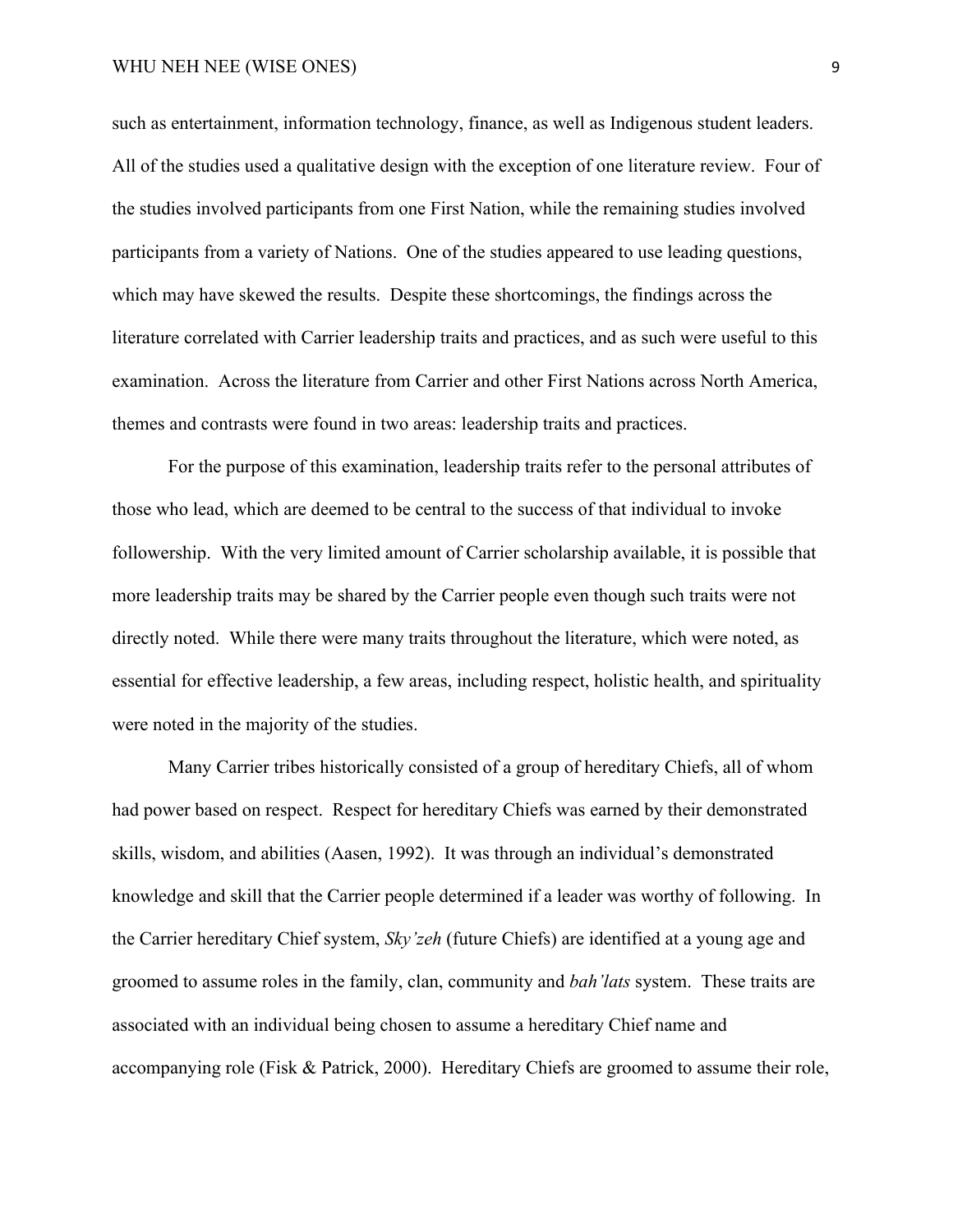such as entertainment, information technology, finance, as well as Indigenous student leaders. All of the studies used a qualitative design with the exception of one literature review. Four of the studies involved participants from one First Nation, while the remaining studies involved participants from a variety of Nations. One of the studies appeared to use leading questions, which may have skewed the results. Despite these shortcomings, the findings across the literature correlated with Carrier leadership traits and practices, and as such were useful to this examination. Across the literature from Carrier and other First Nations across North America, themes and contrasts were found in two areas: leadership traits and practices.

For the purpose of this examination, leadership traits refer to the personal attributes of those who lead, which are deemed to be central to the success of that individual to invoke followership. With the very limited amount of Carrier scholarship available, it is possible that more leadership traits may be shared by the Carrier people even though such traits were not directly noted. While there were many traits throughout the literature, which were noted, as essential for effective leadership, a few areas, including respect, holistic health, and spirituality were noted in the majority of the studies.

Many Carrier tribes historically consisted of a group of hereditary Chiefs, all of whom had power based on respect. Respect for hereditary Chiefs was earned by their demonstrated skills, wisdom, and abilities (Aasen, 1992). It was through an individual's demonstrated knowledge and skill that the Carrier people determined if a leader was worthy of following. In the Carrier hereditary Chief system, *Sky'zeh* (future Chiefs) are identified at a young age and groomed to assume roles in the family, clan, community and *bah'lats* system. These traits are associated with an individual being chosen to assume a hereditary Chief name and accompanying role (Fisk & Patrick, 2000). Hereditary Chiefs are groomed to assume their role,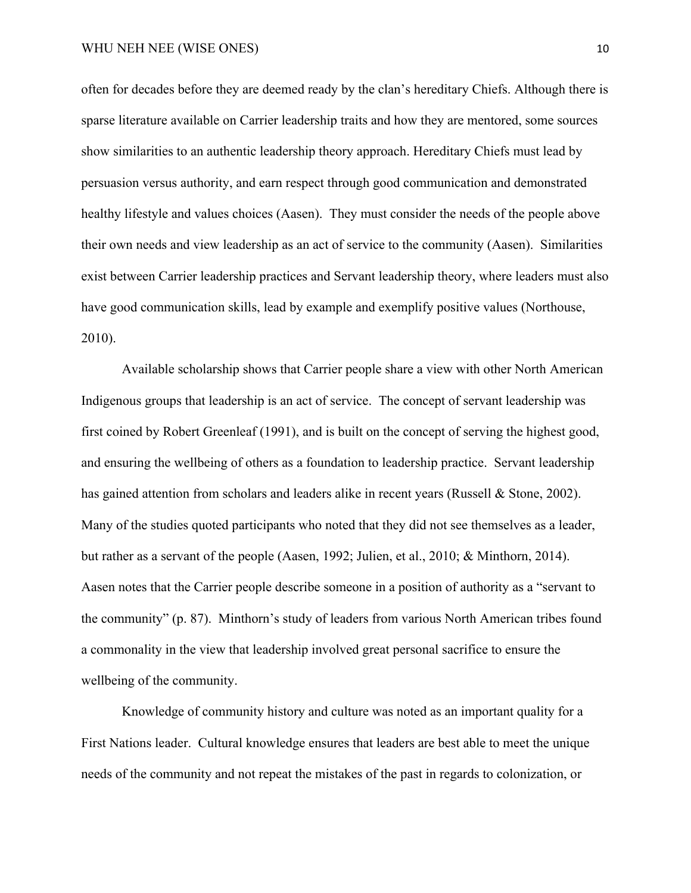often for decades before they are deemed ready by the clan's hereditary Chiefs. Although there is sparse literature available on Carrier leadership traits and how they are mentored, some sources show similarities to an authentic leadership theory approach. Hereditary Chiefs must lead by persuasion versus authority, and earn respect through good communication and demonstrated healthy lifestyle and values choices (Aasen). They must consider the needs of the people above their own needs and view leadership as an act of service to the community (Aasen). Similarities exist between Carrier leadership practices and Servant leadership theory, where leaders must also have good communication skills, lead by example and exemplify positive values (Northouse, 2010).

Available scholarship shows that Carrier people share a view with other North American Indigenous groups that leadership is an act of service. The concept of servant leadership was first coined by Robert Greenleaf (1991), and is built on the concept of serving the highest good, and ensuring the wellbeing of others as a foundation to leadership practice. Servant leadership has gained attention from scholars and leaders alike in recent years (Russell & Stone, 2002). Many of the studies quoted participants who noted that they did not see themselves as a leader, but rather as a servant of the people (Aasen, 1992; Julien, et al., 2010; & Minthorn, 2014). Aasen notes that the Carrier people describe someone in a position of authority as a "servant to the community" (p. 87). Minthorn's study of leaders from various North American tribes found a commonality in the view that leadership involved great personal sacrifice to ensure the wellbeing of the community.

Knowledge of community history and culture was noted as an important quality for a First Nations leader. Cultural knowledge ensures that leaders are best able to meet the unique needs of the community and not repeat the mistakes of the past in regards to colonization, or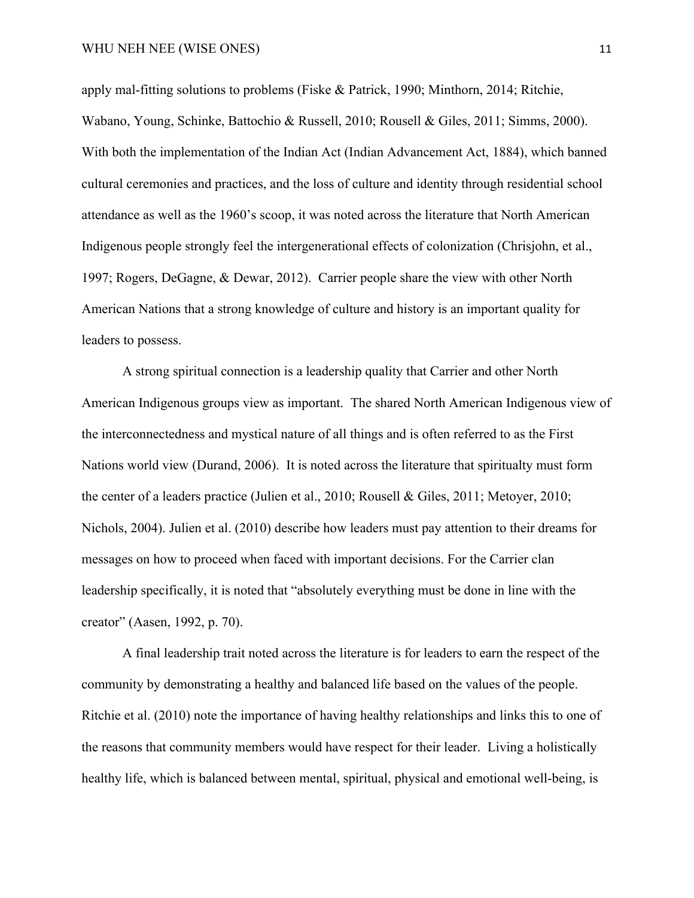apply mal-fitting solutions to problems (Fiske & Patrick, 1990; Minthorn, 2014; Ritchie, Wabano, Young, Schinke, Battochio & Russell, 2010; Rousell & Giles, 2011; Simms, 2000). With both the implementation of the Indian Act (Indian Advancement Act, 1884), which banned cultural ceremonies and practices, and the loss of culture and identity through residential school attendance as well as the 1960's scoop, it was noted across the literature that North American Indigenous people strongly feel the intergenerational effects of colonization (Chrisjohn, et al., 1997; Rogers, DeGagne, & Dewar, 2012). Carrier people share the view with other North American Nations that a strong knowledge of culture and history is an important quality for leaders to possess.

A strong spiritual connection is a leadership quality that Carrier and other North American Indigenous groups view as important. The shared North American Indigenous view of the interconnectedness and mystical nature of all things and is often referred to as the First Nations world view (Durand, 2006). It is noted across the literature that spiritualty must form the center of a leaders practice (Julien et al., 2010; Rousell & Giles, 2011; Metoyer, 2010; Nichols, 2004). Julien et al. (2010) describe how leaders must pay attention to their dreams for messages on how to proceed when faced with important decisions. For the Carrier clan leadership specifically, it is noted that "absolutely everything must be done in line with the creator" (Aasen, 1992, p. 70).

A final leadership trait noted across the literature is for leaders to earn the respect of the community by demonstrating a healthy and balanced life based on the values of the people. Ritchie et al. (2010) note the importance of having healthy relationships and links this to one of the reasons that community members would have respect for their leader. Living a holistically healthy life, which is balanced between mental, spiritual, physical and emotional well-being, is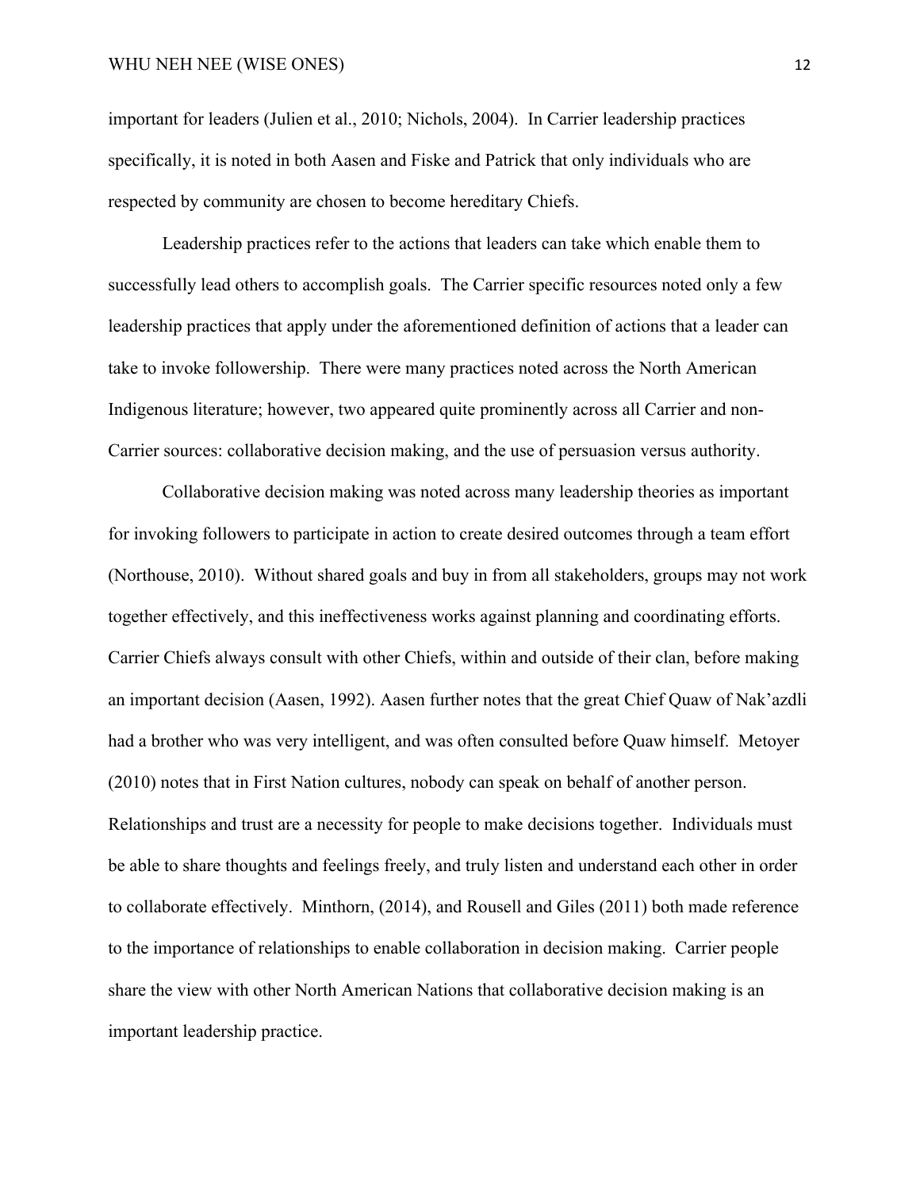important for leaders (Julien et al., 2010; Nichols, 2004). In Carrier leadership practices specifically, it is noted in both Aasen and Fiske and Patrick that only individuals who are respected by community are chosen to become hereditary Chiefs.

Leadership practices refer to the actions that leaders can take which enable them to successfully lead others to accomplish goals. The Carrier specific resources noted only a few leadership practices that apply under the aforementioned definition of actions that a leader can take to invoke followership. There were many practices noted across the North American Indigenous literature; however, two appeared quite prominently across all Carrier and non-Carrier sources: collaborative decision making, and the use of persuasion versus authority.

Collaborative decision making was noted across many leadership theories as important for invoking followers to participate in action to create desired outcomes through a team effort (Northouse, 2010). Without shared goals and buy in from all stakeholders, groups may not work together effectively, and this ineffectiveness works against planning and coordinating efforts. Carrier Chiefs always consult with other Chiefs, within and outside of their clan, before making an important decision (Aasen, 1992). Aasen further notes that the great Chief Quaw of Nak'azdli had a brother who was very intelligent, and was often consulted before Quaw himself. Metoyer (2010) notes that in First Nation cultures, nobody can speak on behalf of another person. Relationships and trust are a necessity for people to make decisions together. Individuals must be able to share thoughts and feelings freely, and truly listen and understand each other in order to collaborate effectively. Minthorn, (2014), and Rousell and Giles (2011) both made reference to the importance of relationships to enable collaboration in decision making. Carrier people share the view with other North American Nations that collaborative decision making is an important leadership practice.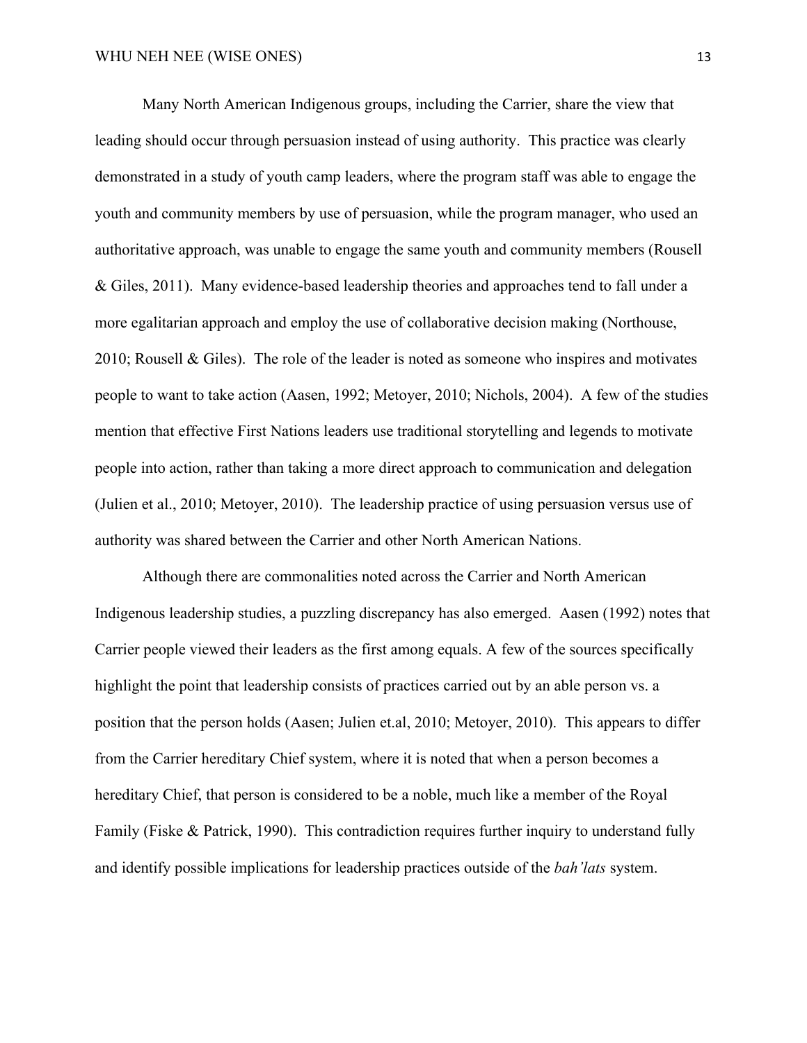Many North American Indigenous groups, including the Carrier, share the view that leading should occur through persuasion instead of using authority. This practice was clearly demonstrated in a study of youth camp leaders, where the program staff was able to engage the youth and community members by use of persuasion, while the program manager, who used an authoritative approach, was unable to engage the same youth and community members (Rousell & Giles, 2011). Many evidence-based leadership theories and approaches tend to fall under a more egalitarian approach and employ the use of collaborative decision making (Northouse, 2010; Rousell & Giles). The role of the leader is noted as someone who inspires and motivates people to want to take action (Aasen, 1992; Metoyer, 2010; Nichols, 2004). A few of the studies mention that effective First Nations leaders use traditional storytelling and legends to motivate people into action, rather than taking a more direct approach to communication and delegation (Julien et al., 2010; Metoyer, 2010). The leadership practice of using persuasion versus use of authority was shared between the Carrier and other North American Nations.

Although there are commonalities noted across the Carrier and North American Indigenous leadership studies, a puzzling discrepancy has also emerged. Aasen (1992) notes that Carrier people viewed their leaders as the first among equals. A few of the sources specifically highlight the point that leadership consists of practices carried out by an able person vs. a position that the person holds (Aasen; Julien et.al, 2010; Metoyer, 2010). This appears to differ from the Carrier hereditary Chief system, where it is noted that when a person becomes a hereditary Chief, that person is considered to be a noble, much like a member of the Royal Family (Fiske & Patrick, 1990). This contradiction requires further inquiry to understand fully and identify possible implications for leadership practices outside of the *bah'lats* system.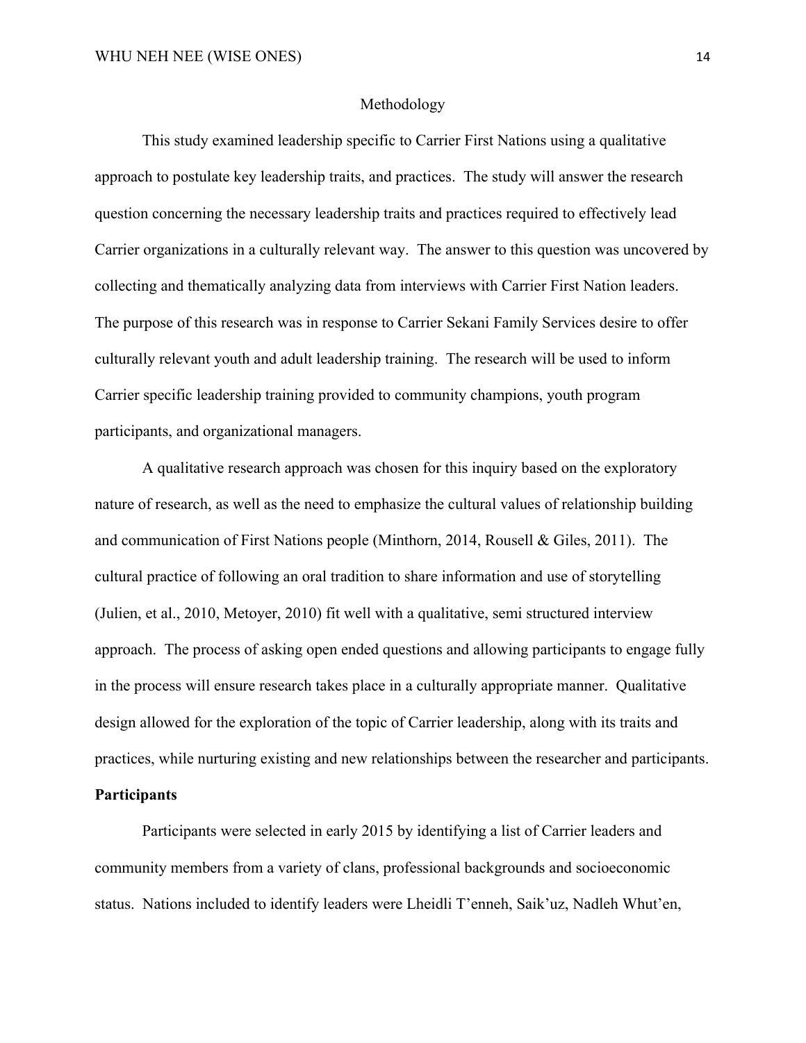# Methodology

This study examined leadership specific to Carrier First Nations using a qualitative approach to postulate key leadership traits, and practices. The study will answer the research question concerning the necessary leadership traits and practices required to effectively lead Carrier organizations in a culturally relevant way. The answer to this question was uncovered by collecting and thematically analyzing data from interviews with Carrier First Nation leaders. The purpose of this research was in response to Carrier Sekani Family Services desire to offer culturally relevant youth and adult leadership training. The research will be used to inform Carrier specific leadership training provided to community champions, youth program participants, and organizational managers.

A qualitative research approach was chosen for this inquiry based on the exploratory nature of research, as well as the need to emphasize the cultural values of relationship building and communication of First Nations people (Minthorn, 2014, Rousell & Giles, 2011). The cultural practice of following an oral tradition to share information and use of storytelling (Julien, et al., 2010, Metoyer, 2010) fit well with a qualitative, semi structured interview approach. The process of asking open ended questions and allowing participants to engage fully in the process will ensure research takes place in a culturally appropriate manner. Qualitative design allowed for the exploration of the topic of Carrier leadership, along with its traits and practices, while nurturing existing and new relationships between the researcher and participants.

## Participants

Participants were selected in early 2015 by identifying a list of Carrier leaders and community members from a variety of clans, professional backgrounds and socioeconomic status. Nations included to identify leaders were Lheidli T'enneh, Saik'uz, Nadleh Whut'en,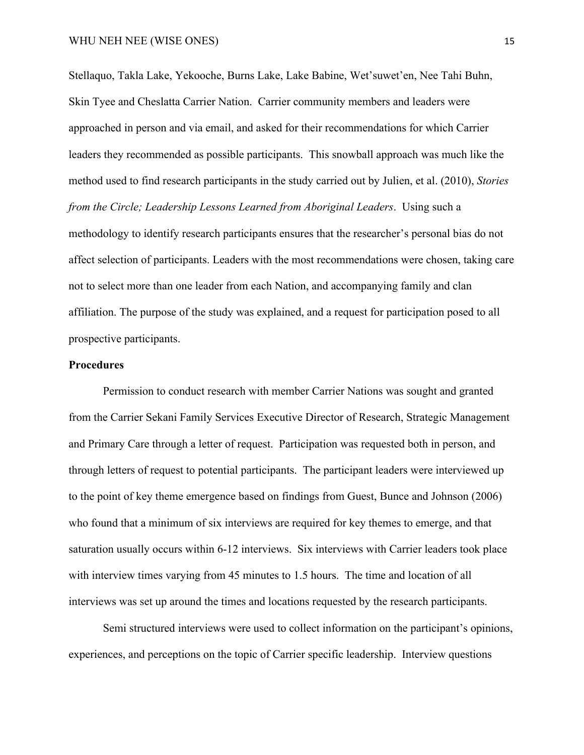Stellaquo, Takla Lake, Yekooche, Burns Lake, Lake Babine, Wet'suwet'en, Nee Tahi Buhn, Skin Tyee and Cheslatta Carrier Nation. Carrier community members and leaders were approached in person and via email, and asked for their recommendations for which Carrier leaders they recommended as possible participants. This snowball approach was much like the method used to find research participants in the study carried out by Julien, et al. (2010), *Stories from the Circle; Leadership Lessons Learned from Aboriginal Leaders*. Using such a methodology to identify research participants ensures that the researcher's personal bias do not affect selection of participants. Leaders with the most recommendations were chosen, taking care not to select more than one leader from each Nation, and accompanying family and clan affiliation. The purpose of the study was explained, and a request for participation posed to all prospective participants.

**Procedures**

Permission to conduct research with member Carrier Nations was sought and granted from the Carrier Sekani Family Services Executive Director of Research, Strategic Management and Primary Care through a letter of request. Participation was requested both in person, and through letters of request to potential participants. The participant leaders were interviewed up to the point of key theme emergence based on findings from Guest, Bunce and Johnson (2006) who found that a minimum of six interviews are required for key themes to emerge, and that saturation usually occurs within 6-12 interviews. Six interviews with Carrier leaders took place with interview times varying from 45 minutes to 1.5 hours. The time and location of all interviews was set up around the times and locations requested by the research participants.

Semi structured interviews were used to collect information on the participant's opinions, experiences, and perceptions on the topic of Carrier specific leadership. Interview questions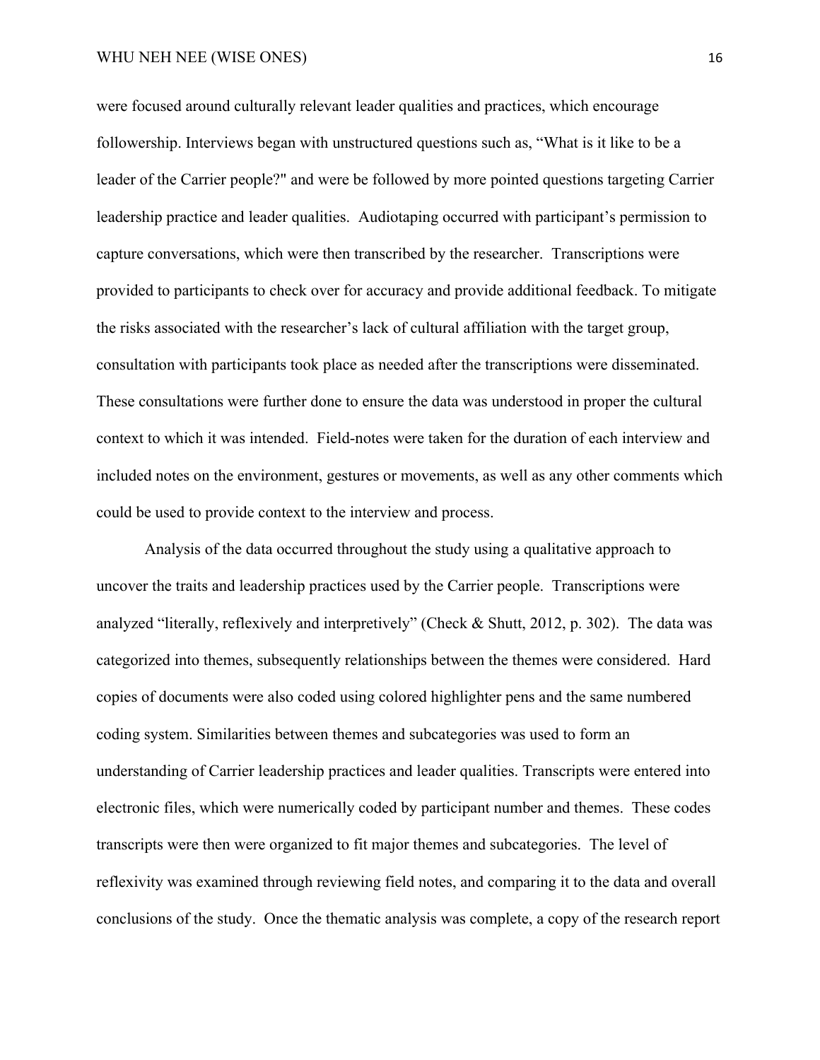were focused around culturally relevant leader qualities and practices, which encourage followership. Interviews began with unstructured questions such as, "What is it like to be a leader of the Carrier people?" and were be followed by more pointed questions targeting Carrier leadership practice and leader qualities. Audiotaping occurred with participant's permission to capture conversations, which were then transcribed by the researcher. Transcriptions were provided to participants to check over for accuracy and provide additional feedback. To mitigate the risks associated with the researcher's lack of cultural affiliation with the target group, consultation with participants took place as needed after the transcriptions were disseminated. These consultations were further done to ensure the data was understood in proper the cultural context to which it was intended. Field-notes were taken for the duration of each interview and included notes on the environment, gestures or movements, as well as any other comments which could be used to provide context to the interview and process.

Analysis of the data occurred throughout the study using a qualitative approach to uncover the traits and leadership practices used by the Carrier people. Transcriptions were analyzed "literally, reflexively and interpretively" (Check & Shutt, 2012, p. 302). The data was categorized into themes, subsequently relationships between the themes were considered. Hard copies of documents were also coded using colored highlighter pens and the same numbered coding system. Similarities between themes and subcategories was used to form an understanding of Carrier leadership practices and leader qualities. Transcripts were entered into electronic files, which were numerically coded by participant number and themes. These codes transcripts were then were organized to fit major themes and subcategories. The level of reflexivity was examined through reviewing field notes, and comparing it to the data and overall conclusions of the study. Once the thematic analysis was complete, a copy of the research report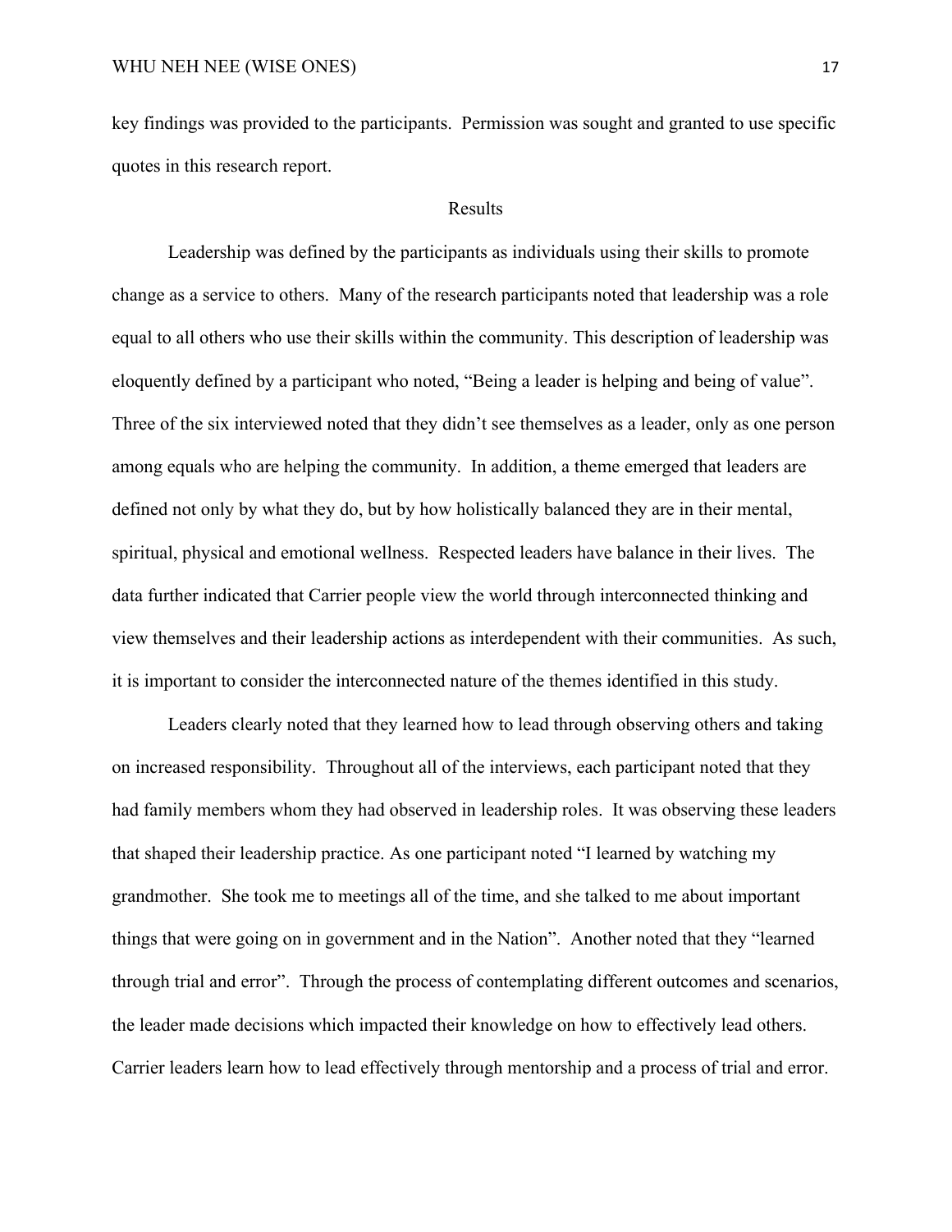key findings was provided to the participants. Permission was sought and granted to use specific quotes in this research report.

## Results

Leadership was defined by the participants as individuals using their skills to promote change as a service to others. Many of the research participants noted that leadership was a role equal to all others who use their skills within the community. This description of leadership was eloquently defined by a participant who noted, "Being a leader is helping and being of value". Three of the six interviewed noted that they didn't see themselves as a leader, only as one person among equals who are helping the community. In addition, a theme emerged that leaders are defined not only by what they do, but by how holistically balanced they are in their mental, spiritual, physical and emotional wellness. Respected leaders have balance in their lives. The data further indicated that Carrier people view the world through interconnected thinking and view themselves and their leadership actions as interdependent with their communities. As such, it is important to consider the interconnected nature of the themes identified in this study.

Leaders clearly noted that they learned how to lead through observing others and taking on increased responsibility. Throughout all of the interviews, each participant noted that they had family members whom they had observed in leadership roles. It was observing these leaders that shaped their leadership practice. As one participant noted "I learned by watching my grandmother. She took me to meetings all of the time, and she talked to me about important things that were going on in government and in the Nation". Another noted that they "learned through trial and error". Through the process of contemplating different outcomes and scenarios, the leader made decisions which impacted their knowledge on how to effectively lead others. Carrier leaders learn how to lead effectively through mentorship and a process of trial and error.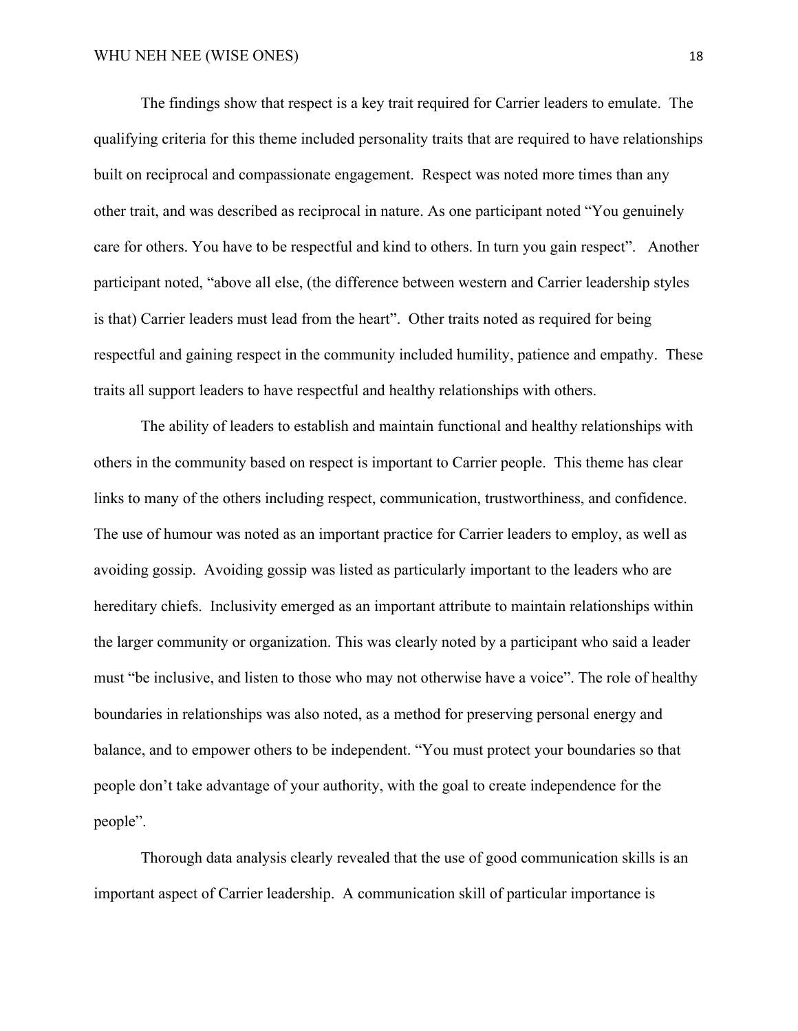The findings show that respect is a key trait required for Carrier leaders to emulate. The qualifying criteria for this theme included personality traits that are required to have relationships built on reciprocal and compassionate engagement. Respect was noted more times than any other trait, and was described as reciprocal in nature. As one participant noted “You genuinely care for others. You have to be respectful and kind to others. In turn you gain respect”. Another participant noted, “above all else, (the difference between western and Carrier leadership styles is that) Carrier leaders must lead from the heart”. Other traits noted as required for being respectful and gaining respect in the community included humility, patience and empathy. These traits all support leaders to have respectful and healthy relationships with others.

The ability of leaders to establish and maintain functional and healthy relationships with others in the community based on respect is important to Carrier people. This theme has clear links to many of the others including respect, communication, trustworthiness, and confidence. The use of humour was noted as an important practice for Carrier leaders to employ, as well as avoiding gossip. Avoiding gossip was listed as particularly important to the leaders who are hereditary chiefs. Inclusivity emerged as an important attribute to maintain relationships within the larger community or organization. This was clearly noted by a participant who said a leader must “be inclusive, and listen to those who may not otherwise have a voice”. The role of healthy boundaries in relationships was also noted, as a method for preserving personal energy and balance, and to empower others to be independent. “You must protect your boundaries so that people don’t take advantage of your authority, with the goal to create independence for the people”.

Thorough data analysis clearly revealed that the use of good communication skills is an important aspect of Carrier leadership. A communication skill of particular importance is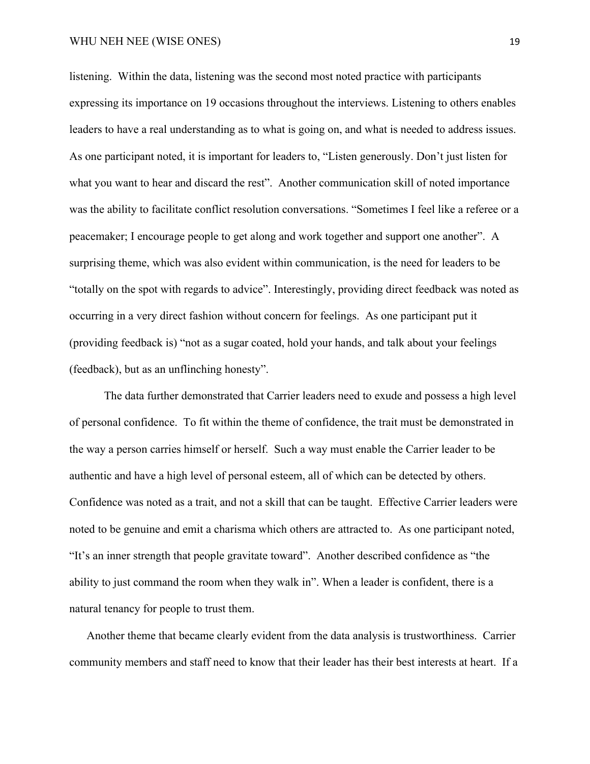listening. Within the data, listening was the second most noted practice with participants expressing its importance on 19 occasions throughout the interviews. Listening to others enables leaders to have a real understanding as to what is going on, and what is needed to address issues. As one participant noted, it is important for leaders to, "Listen generously. Don't just listen for what you want to hear and discard the rest". Another communication skill of noted importance was the ability to facilitate conflict resolution conversations. "Sometimes I feel like a referee or a peacemaker; I encourage people to get along and work together and support one another". A surprising theme, which was also evident within communication, is the need for leaders to be "totally on the spot with regards to advice". Interestingly, providing direct feedback was noted as occurring in a very direct fashion without concern for feelings. As one participant put it (providing feedback is) "not as a sugar coated, hold your hands, and talk about your feelings (feedback), but as an unflinching honesty".

The data further demonstrated that Carrier leaders need to exude and possess a high level of personal confidence. To fit within the theme of confidence, the trait must be demonstrated in the way a person carries himself or herself. Such a way must enable the Carrier leader to be authentic and have a high level of personal esteem, all of which can be detected by others. Confidence was noted as a trait, and not a skill that can be taught. Effective Carrier leaders were noted to be genuine and emit a charisma which others are attracted to. As one participant noted, "It's an inner strength that people gravitate toward". Another described confidence as "the ability to just command the room when they walk in". When a leader is confident, there is a natural tenancy for people to trust them.

Another theme that became clearly evident from the data analysis is trustworthiness. Carrier community members and staff need to know that their leader has their best interests at heart. If a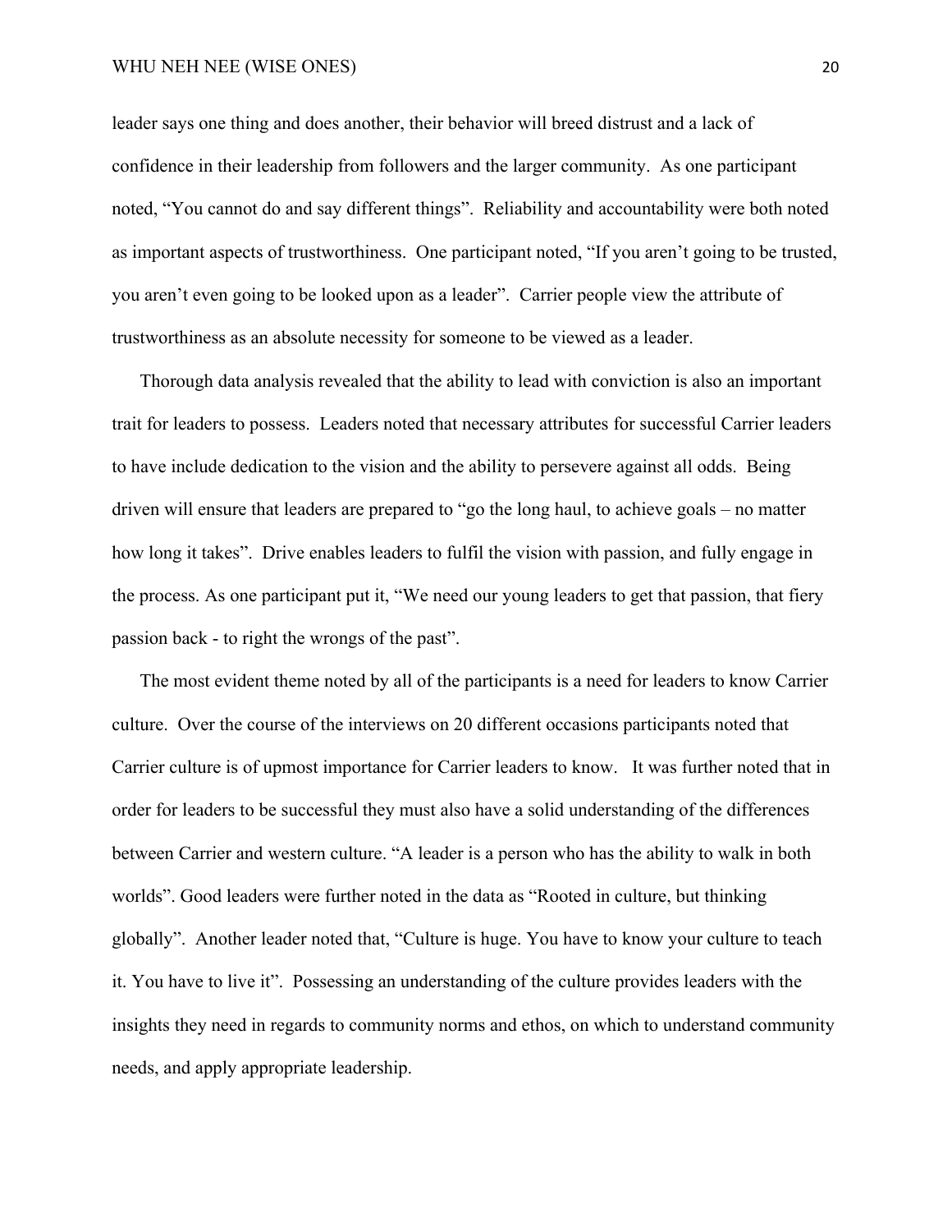leader says one thing and does another, their behavior will breed distrust and a lack of confidence in their leadership from followers and the larger community. As one participant noted, "You cannot do and say different things". Reliability and accountability were both noted as important aspects of trustworthiness. One participant noted, "If you aren't going to be trusted, you aren't even going to be looked upon as a leader". Carrier people view the attribute of trustworthiness as an absolute necessity for someone to be viewed as a leader.

Thorough data analysis revealed that the ability to lead with conviction is also an important trait for leaders to possess. Leaders noted that necessary attributes for successful Carrier leaders to have include dedication to the vision and the ability to persevere against all odds. Being driven will ensure that leaders are prepared to "go the long haul, to achieve goals – no matter how long it takes". Drive enables leaders to fulfil the vision with passion, and fully engage in the process. As one participant put it, "We need our young leaders to get that passion, that fiery passion back - to right the wrongs of the past".

The most evident theme noted by all of the participants is a need for leaders to know Carrier culture. Over the course of the interviews on 20 different occasions participants noted that Carrier culture is of upmost importance for Carrier leaders to know. It was further noted that in order for leaders to be successful they must also have a solid understanding of the differences between Carrier and western culture. "A leader is a person who has the ability to walk in both worlds". Good leaders were further noted in the data as "Rooted in culture, but thinking globally". Another leader noted that, "Culture is huge. You have to know your culture to teach it. You have to live it". Possessing an understanding of the culture provides leaders with the insights they need in regards to community norms and ethos, on which to understand community needs, and apply appropriate leadership.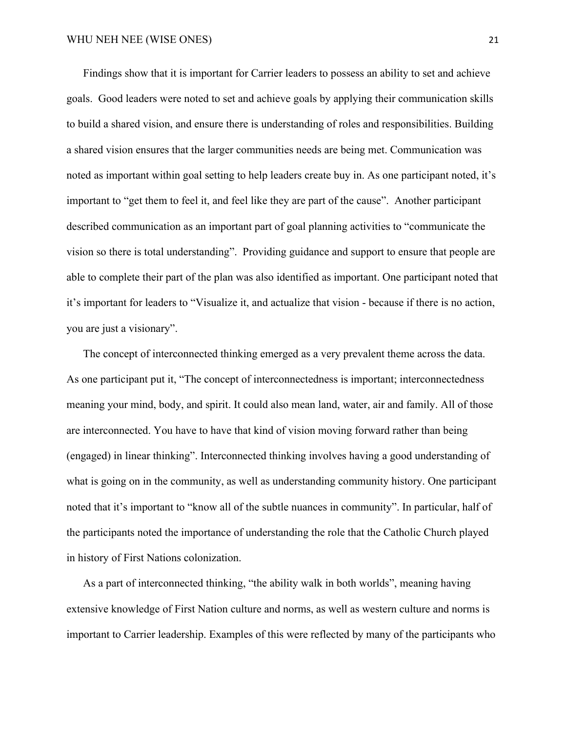Findings show that it is important for Carrier leaders to possess an ability to set and achieve goals. Good leaders were noted to set and achieve goals by applying their communication skills to build a shared vision, and ensure there is understanding of roles and responsibilities. Building a shared vision ensures that the larger communities needs are being met. Communication was noted as important within goal setting to help leaders create buy in. As one participant noted, it's important to "get them to feel it, and feel like they are part of the cause". Another participant described communication as an important part of goal planning activities to "communicate the vision so there is total understanding". Providing guidance and support to ensure that people are able to complete their part of the plan was also identified as important. One participant noted that it's important for leaders to "Visualize it, and actualize that vision - because if there is no action, you are just a visionary".

The concept of interconnected thinking emerged as a very prevalent theme across the data. As one participant put it, "The concept of interconnectedness is important; interconnectedness meaning your mind, body, and spirit. It could also mean land, water, air and family. All of those are interconnected. You have to have that kind of vision moving forward rather than being (engaged) in linear thinking". Interconnected thinking involves having a good understanding of what is going on in the community, as well as understanding community history. One participant noted that it's important to "know all of the subtle nuances in community". In particular, half of the participants noted the importance of understanding the role that the Catholic Church played in history of First Nations colonization.

As a part of interconnected thinking, "the ability walk in both worlds", meaning having extensive knowledge of First Nation culture and norms, as well as western culture and norms is important to Carrier leadership. Examples of this were reflected by many of the participants who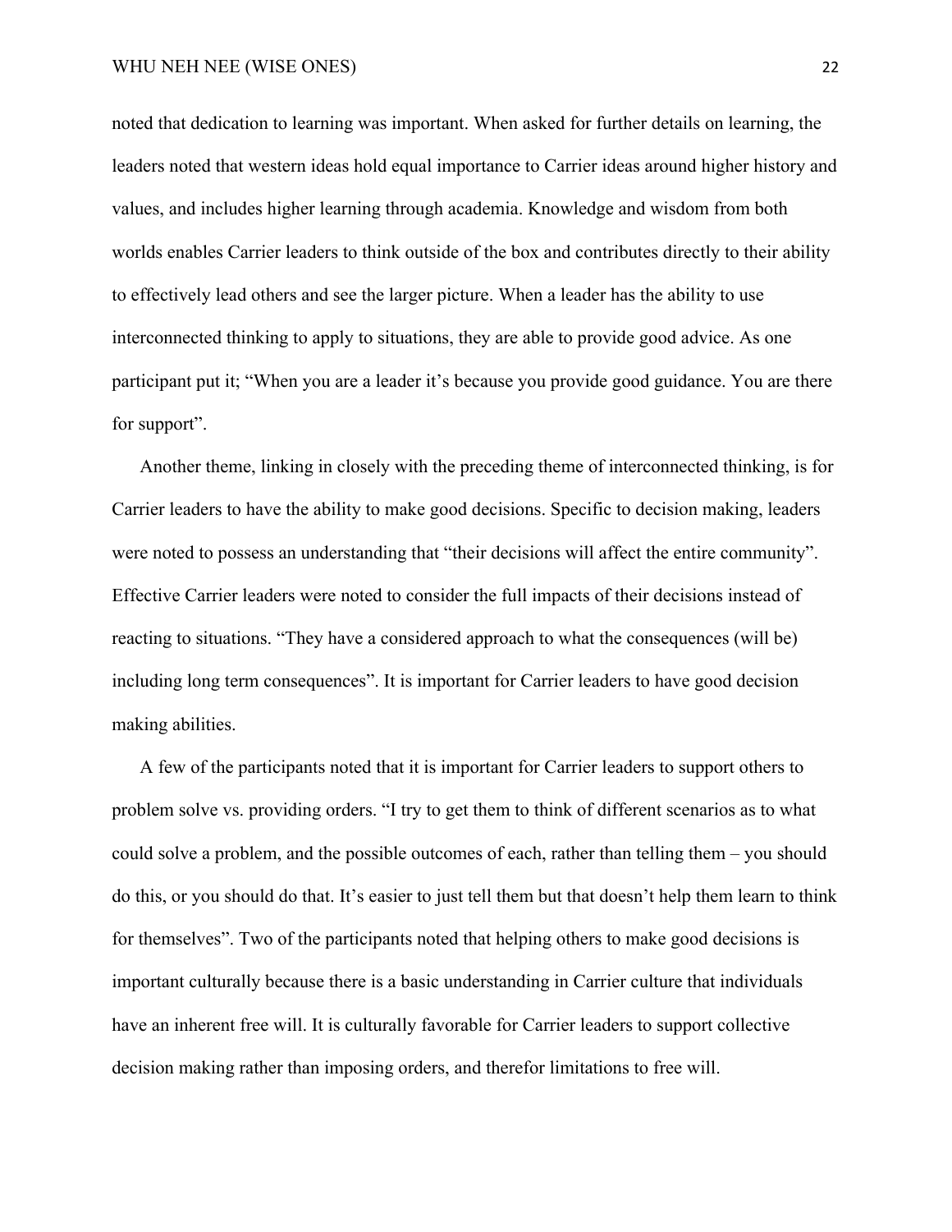noted that dedication to learning was important. When asked for further details on learning, the leaders noted that western ideas hold equal importance to Carrier ideas around higher history and values, and includes higher learning through academia. Knowledge and wisdom from both worlds enables Carrier leaders to think outside of the box and contributes directly to their ability to effectively lead others and see the larger picture. When a leader has the ability to use interconnected thinking to apply to situations, they are able to provide good advice. As one participant put it; "When you are a leader it's because you provide good guidance. You are there for support".

Another theme, linking in closely with the preceding theme of interconnected thinking, is for Carrier leaders to have the ability to make good decisions. Specific to decision making, leaders were noted to possess an understanding that "their decisions will affect the entire community". Effective Carrier leaders were noted to consider the full impacts of their decisions instead of reacting to situations. "They have a considered approach to what the consequences (will be) including long term consequences". It is important for Carrier leaders to have good decision making abilities.

A few of the participants noted that it is important for Carrier leaders to support others to problem solve vs. providing orders. "I try to get them to think of different scenarios as to what could solve a problem, and the possible outcomes of each, rather than telling them – you should do this, or you should do that. It's easier to just tell them but that doesn't help them learn to think for themselves". Two of the participants noted that helping others to make good decisions is important culturally because there is a basic understanding in Carrier culture that individuals have an inherent free will. It is culturally favorable for Carrier leaders to support collective decision making rather than imposing orders, and therefor limitations to free will.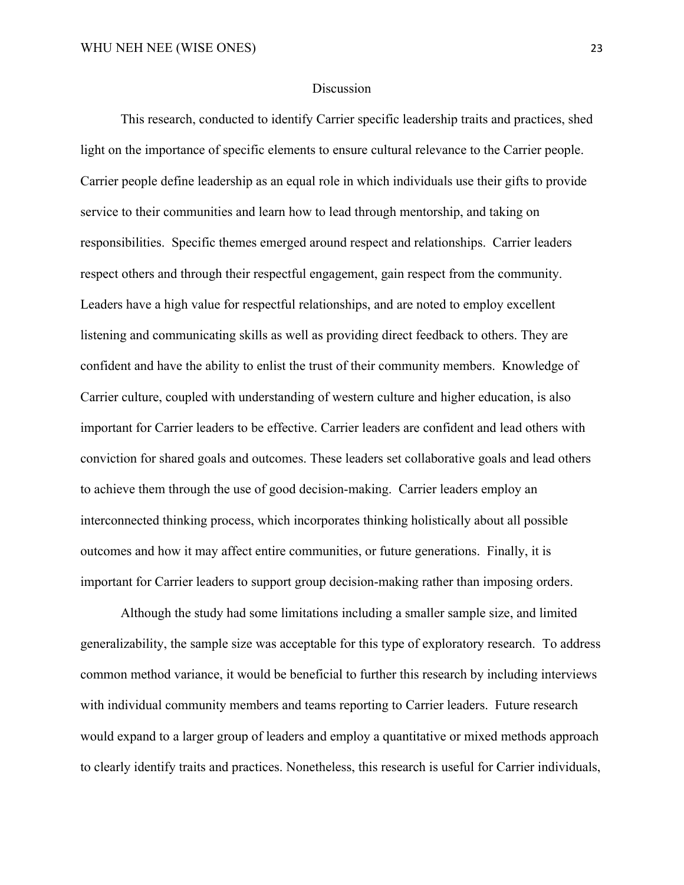## Discussion

This research, conducted to identify Carrier specific leadership traits and practices, shed light on the importance of specific elements to ensure cultural relevance to the Carrier people. Carrier people define leadership as an equal role in which individuals use their gifts to provide service to their communities and learn how to lead through mentorship, and taking on responsibilities. Specific themes emerged around respect and relationships. Carrier leaders respect others and through their respectful engagement, gain respect from the community. Leaders have a high value for respectful relationships, and are noted to employ excellent listening and communicating skills as well as providing direct feedback to others. They are confident and have the ability to enlist the trust of their community members. Knowledge of Carrier culture, coupled with understanding of western culture and higher education, is also important for Carrier leaders to be effective. Carrier leaders are confident and lead others with conviction for shared goals and outcomes. These leaders set collaborative goals and lead others to achieve them through the use of good decision-making. Carrier leaders employ an interconnected thinking process, which incorporates thinking holistically about all possible outcomes and how it may affect entire communities, or future generations. Finally, it is important for Carrier leaders to support group decision-making rather than imposing orders.

Although the study had some limitations including a smaller sample size, and limited generalizability, the sample size was acceptable for this type of exploratory research. To address common method variance, it would be beneficial to further this research by including interviews with individual community members and teams reporting to Carrier leaders. Future research would expand to a larger group of leaders and employ a quantitative or mixed methods approach to clearly identify traits and practices. Nonetheless, this research is useful for Carrier individuals,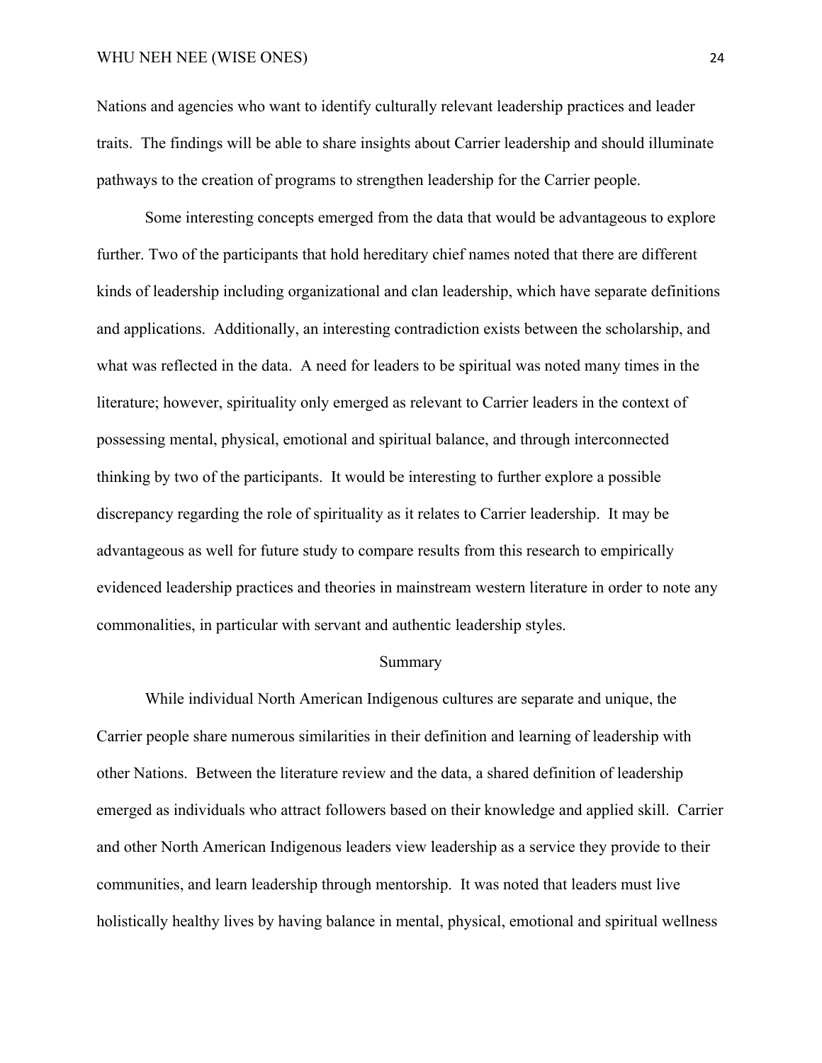Nations and agencies who want to identify culturally relevant leadership practices and leader traits. The findings will be able to share insights about Carrier leadership and should illuminate pathways to the creation of programs to strengthen leadership for the Carrier people.

Some interesting concepts emerged from the data that would be advantageous to explore further. Two of the participants that hold hereditary chief names noted that there are different kinds of leadership including organizational and clan leadership, which have separate definitions and applications. Additionally, an interesting contradiction exists between the scholarship, and what was reflected in the data. A need for leaders to be spiritual was noted many times in the literature; however, spirituality only emerged as relevant to Carrier leaders in the context of possessing mental, physical, emotional and spiritual balance, and through interconnected thinking by two of the participants. It would be interesting to further explore a possible discrepancy regarding the role of spirituality as it relates to Carrier leadership. It may be advantageous as well for future study to compare results from this research to empirically evidenced leadership practices and theories in mainstream western literature in order to note any commonalities, in particular with servant and authentic leadership styles.

## Summary

While individual North American Indigenous cultures are separate and unique, the Carrier people share numerous similarities in their definition and learning of leadership with other Nations. Between the literature review and the data, a shared definition of leadership emerged as individuals who attract followers based on their knowledge and applied skill. Carrier and other North American Indigenous leaders view leadership as a service they provide to their communities, and learn leadership through mentorship. It was noted that leaders must live holistically healthy lives by having balance in mental, physical, emotional and spiritual wellness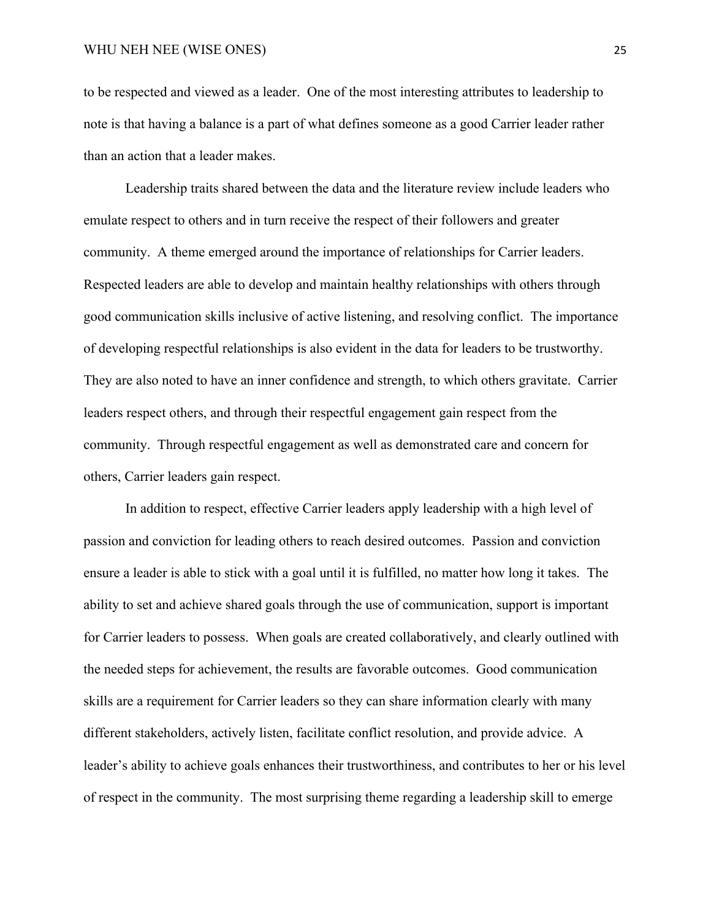to be respected and viewed as a leader. One of the most interesting attributes to leadership to note is that having a balance is a part of what defines someone as a good Carrier leader rather than an action that a leader makes.

Leadership traits shared between the data and the literature review include leaders who emulate respect to others and in turn receive the respect of their followers and greater community. A theme emerged around the importance of relationships for Carrier leaders. Respected leaders are able to develop and maintain healthy relationships with others through good communication skills inclusive of active listening, and resolving conflict. The importance of developing respectful relationships is also evident in the data for leaders to be trustworthy. They are also noted to have an inner confidence and strength, to which others gravitate. Carrier leaders respect others, and through their respectful engagement gain respect from the community. Through respectful engagement as well as demonstrated care and concern for others, Carrier leaders gain respect.

In addition to respect, effective Carrier leaders apply leadership with a high level of passion and conviction for leading others to reach desired outcomes. Passion and conviction ensure a leader is able to stick with a goal until it is fulfilled, no matter how long it takes. The ability to set and achieve shared goals through the use of communication, support is important for Carrier leaders to possess. When goals are created collaboratively, and clearly outlined with the needed steps for achievement, the results are favorable outcomes. Good communication skills are a requirement for Carrier leaders so they can share information clearly with many different stakeholders, actively listen, facilitate conflict resolution, and provide advice. A leader's ability to achieve goals enhances their trustworthiness, and contributes to her or his level of respect in the community. The most surprising theme regarding a leadership skill to emerge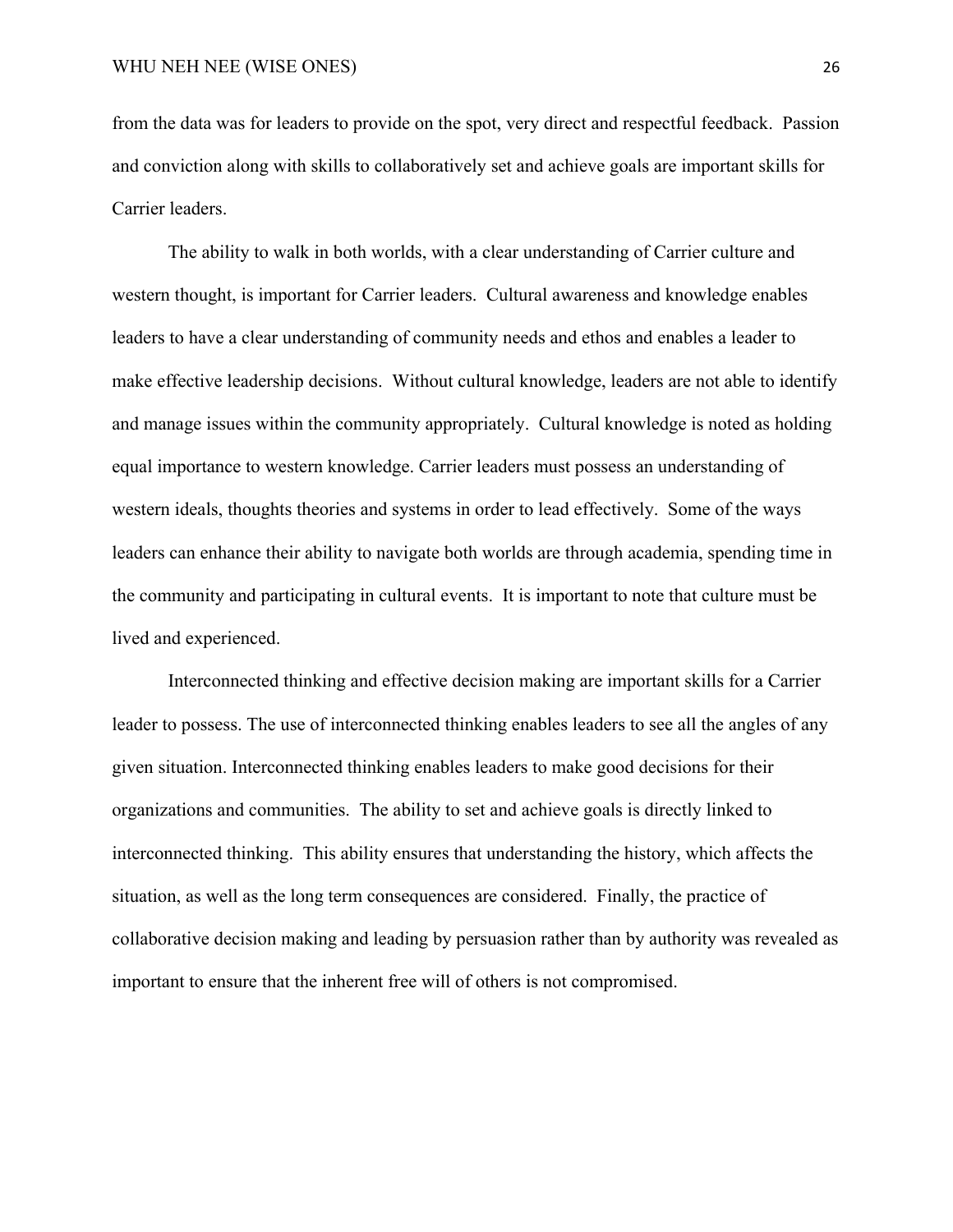from the data was for leaders to provide on the spot, very direct and respectful feedback. Passion and conviction along with skills to collaboratively set and achieve goals are important skills for Carrier leaders.

The ability to walk in both worlds, with a clear understanding of Carrier culture and western thought, is important for Carrier leaders. Cultural awareness and knowledge enables leaders to have a clear understanding of community needs and ethos and enables a leader to make effective leadership decisions. Without cultural knowledge, leaders are not able to identify and manage issues within the community appropriately. Cultural knowledge is noted as holding equal importance to western knowledge. Carrier leaders must possess an understanding of western ideals, thoughts theories and systems in order to lead effectively. Some of the ways leaders can enhance their ability to navigate both worlds are through academia, spending time in the community and participating in cultural events. It is important to note that culture must be lived and experienced.

Interconnected thinking and effective decision making are important skills for a Carrier leader to possess. The use of interconnected thinking enables leaders to see all the angles of any given situation. Interconnected thinking enables leaders to make good decisions for their organizations and communities. The ability to set and achieve goals is directly linked to interconnected thinking. This ability ensures that understanding the history, which affects the situation, as well as the long term consequences are considered. Finally, the practice of collaborative decision making and leading by persuasion rather than by authority was revealed as important to ensure that the inherent free will of others is not compromised.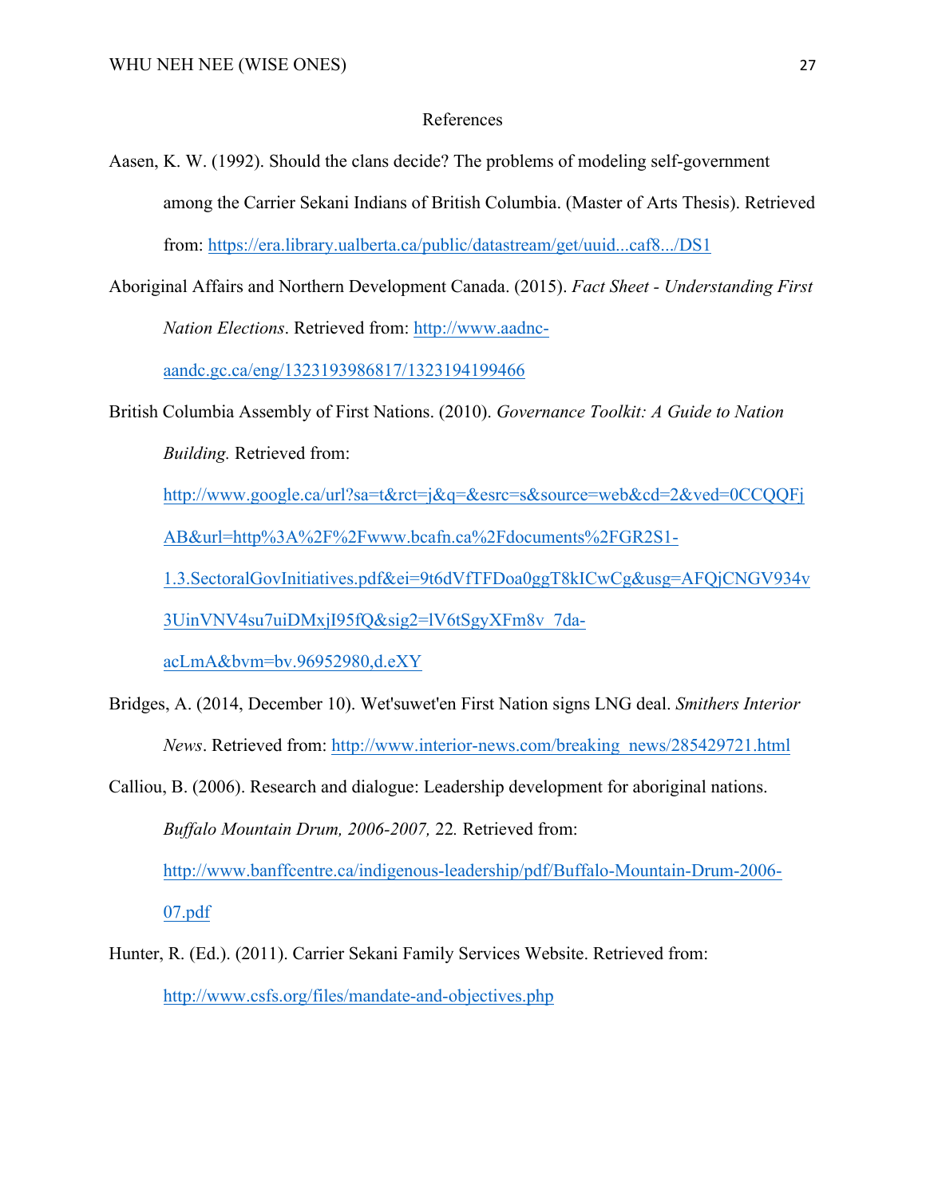# References

Aasen, K. W. (1992). Should the clans decide? The problems of modeling self-government among the Carrier Sekani Indians of British Columbia. (Master of Arts Thesis). Retrieved from: https://era.library.ualberta.ca/public/datastream/get/uuid...caf8.../DS1

Aboriginal Affairs and Northern Development Canada. (2015). *Fact Sheet - Understanding First Nation Elections*. Retrieved from: http://www.aadnc-aandc.gc.ca/eng/1323193986817/1323194199466

British Columbia Assembly of First Nations. (2010). *Governance Toolkit: A Guide to Nation Building.* Retrieved from: http://www.google.ca/url?sa=t&rct=j&q=&esrc=s&source=web&cd=2&ved=0CCQQFjAB&url=http%3A%2F%2Fwww.bcafn.ca%2Fdocuments%2FGR2S1-1.3.SectoralGovInitiatives.pdf&ei=9t6dVfTFDoa0ggT8kICwCg&usg=AFQjCNGV934v3UinVNV4su7uiDMxjI95fQ&sig2=lV6tSgyXFm8v_7da-acLmA&bvm=bv.96952980,d.eXY

Bridges, A. (2014, December 10). Wet'suwet'en First Nation signs LNG deal. *Smithers Interior News*. Retrieved from: http://www.interior-news.com/breaking_news/285429721.html

Calliou, B. (2006). Research and dialogue: Leadership development for aboriginal nations. *Buffalo Mountain Drum, 2006-2007,* 22*.* Retrieved from: http://www.banffcentre.ca/indigenous-leadership/pdf/Buffalo-Mountain-Drum-2006-07.pdf

Hunter, R. (Ed.). (2011). Carrier Sekani Family Services Website. Retrieved from: http://www.csfs.org/files/mandate-and-objectives.php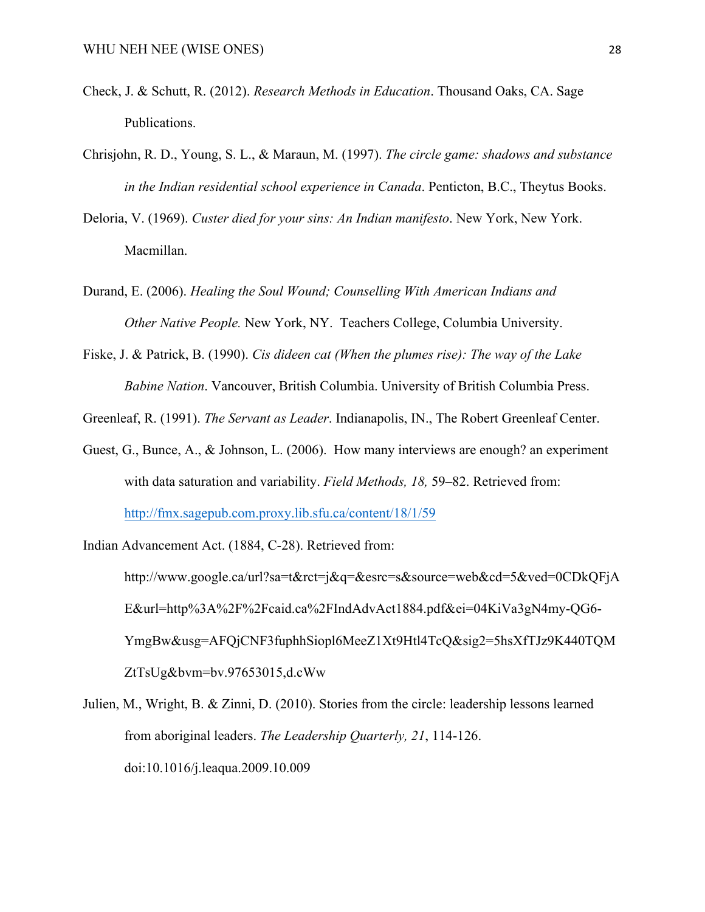Check, J. & Schutt, R. (2012). *Research Methods in Education*. Thousand Oaks, CA. Sage Publications.

Chrisjohn, R. D., Young, S. L., & Maraun, M. (1997). *The circle game: shadows and substance in the Indian residential school experience in Canada*. Penticton, B.C., Theytus Books.

Deloria, V. (1969). *Custer died for your sins: An Indian manifesto*. New York, New York. Macmillan.

Durand, E. (2006). *Healing the Soul Wound; Counselling With American Indians and Other Native People.* New York, NY. Teachers College, Columbia University.

Fiske, J. & Patrick, B. (1990). *Cis dideen cat (When the plumes rise): The way of the Lake Babine Nation*. Vancouver, British Columbia. University of British Columbia Press.

Greenleaf, R. (1991). *The Servant as Leader*. Indianapolis, IN., The Robert Greenleaf Center.

Guest, G., Bunce, A., & Johnson, L. (2006). How many interviews are enough? an experiment with data saturation and variability. *Field Methods, 18,* 59–82. Retrieved from: http://fmx.sagepub.com.proxy.lib.sfu.ca/content/18/1/59

Indian Advancement Act. (1884, C-28). Retrieved from: http://www.google.ca/url?sa=t&rct=j&q=&esrc=s&source=web&cd=5&ved=0CDkQFjAE&url=http%3A%2F%2Fcaid.ca%2FIndAdvAct1884.pdf&ei=04KiVa3gN4my-QG6-YmgBw&usg=AFQjCNF3fuphhSiopl6MeeZ1Xt9Htl4TcQ&sig2=5hsXfTJz9K440TQMZtTsUg&bvm=bv.97653015,d.cWw

Julien, M., Wright, B. & Zinni, D. (2010). Stories from the circle: leadership lessons learned from aboriginal leaders. *The Leadership Quarterly, 21*, 114-126. doi:10.1016/j.leaqua.2009.10.009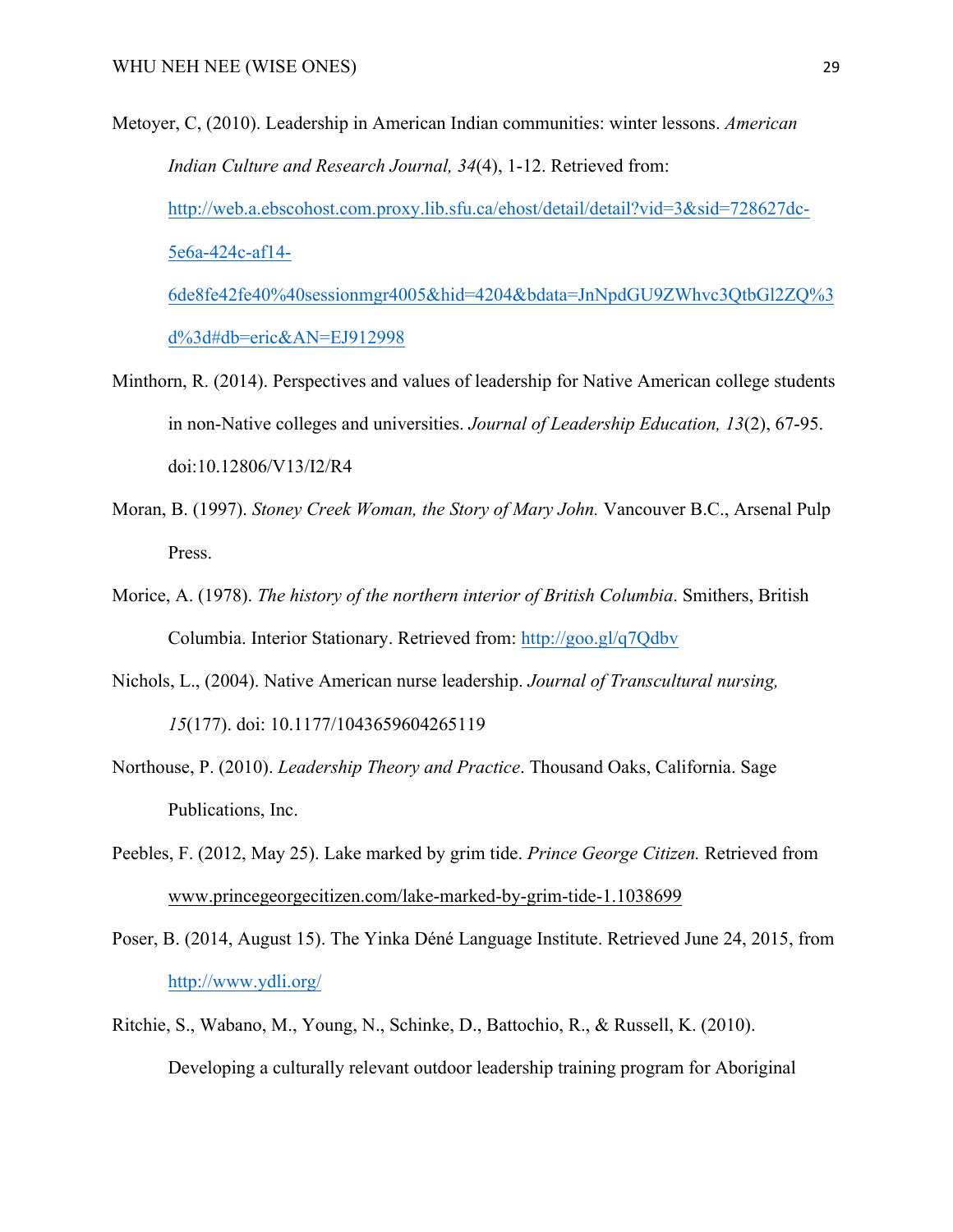Metoyer, C, (2010). Leadership in American Indian communities: winter lessons. *American Indian Culture and Research Journal, 34*(4), 1-12. Retrieved from: http://web.a.ebscohost.com.proxy.lib.sfu.ca/ehost/detail/detail?vid=3&sid=728627dc-5e6a-424c-af14-6de8fe42fe40%40sessionmgr4005&hid=4204&bdata=JnNpdGU9ZWhvc3QtbGl2ZQ%3d%3d#db=eric&AN=EJ912998

Minthorn, R. (2014). Perspectives and values of leadership for Native American college students in non-Native colleges and universities. *Journal of Leadership Education, 13*(2), 67-95. doi:10.12806/V13/I2/R4

Moran, B. (1997). *Stoney Creek Woman, the Story of Mary John.* Vancouver B.C., Arsenal Pulp Press.

Morice, A. (1978). *The history of the northern interior of British Columbia*. Smithers, British Columbia. Interior Stationary. Retrieved from: http://goo.gl/q7Qdbv

Nichols, L., (2004). Native American nurse leadership. *Journal of Transcultural nursing, 15*(177). doi: 10.1177/1043659604265119

Northouse, P. (2010). *Leadership Theory and Practice*. Thousand Oaks, California. Sage Publications, Inc.

Peebles, F. (2012, May 25). Lake marked by grim tide. *Prince George Citizen.* Retrieved from www.princegeorgecitizen.com/lake-marked-by-grim-tide-1.1038699

Poser, B. (2014, August 15). The Yinka Déné Language Institute. Retrieved June 24, 2015, from http://www.ydli.org/

Ritchie, S., Wabano, M., Young, N., Schinke, D., Battochio, R., & Russell, K. (2010). Developing a culturally relevant outdoor leadership training program for Aboriginal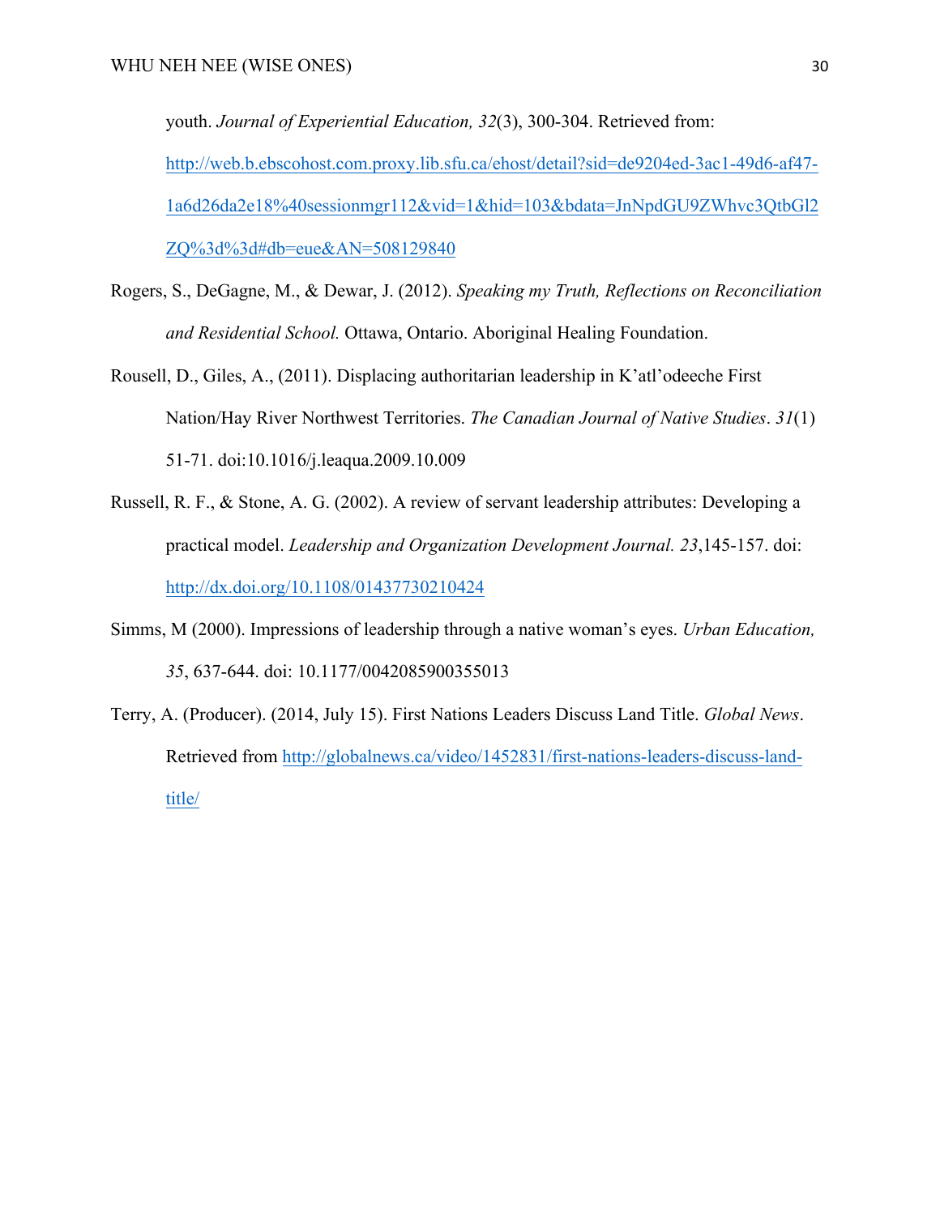youth. *Journal of Experiential Education, 32*(3), 300-304. Retrieved from: http://web.b.ebscohost.com.proxy.lib.sfu.ca/ehost/detail?sid=de9204ed-3ac1-49d6-af47-1a6d26da2e18%40sessionmgr112&vid=1&hid=103&bdata=JnNpdGU9ZWhvc3QtbGl2ZQ%3d%3d#db=eue&AN=508129840

Rogers, S., DeGagne, M., & Dewar, J. (2012). *Speaking my Truth, Reflections on Reconciliation and Residential School.* Ottawa, Ontario. Aboriginal Healing Foundation.

Rousell, D., Giles, A., (2011). Displacing authoritarian leadership in K'atl'odeeche First Nation/Hay River Northwest Territories. *The Canadian Journal of Native Studies*. *31*(1) 51-71. doi:10.1016/j.leaqua.2009.10.009

Russell, R. F., & Stone, A. G. (2002). A review of servant leadership attributes: Developing a practical model. *Leadership and Organization Development Journal. 23*,145-157. doi: http://dx.doi.org/10.1108/01437730210424

Simms, M (2000). Impressions of leadership through a native woman's eyes. *Urban Education, 35*, 637-644. doi: 10.1177/0042085900355013

Terry, A. (Producer). (2014, July 15). First Nations Leaders Discuss Land Title. *Global News*. Retrieved from http://globalnews.ca/video/1452831/first-nations-leaders-discuss-land-title/